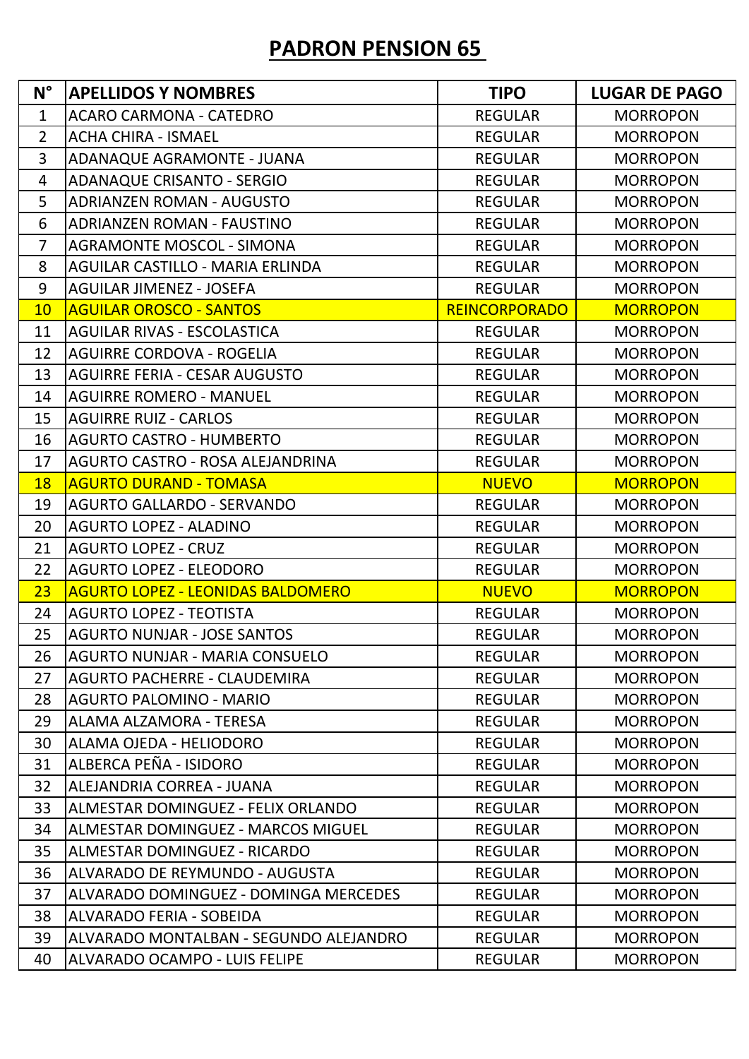# PADRON PENSION 65

| N° | APELLIDOS Y NOMBRES | TIPO | LUGAR DE PAGO |
|---|---|---|---|
| 1 | ACARO CARMONA - CATEDRO | REGULAR | MORROPON |
| 2 | ACHA CHIRA - ISMAEL | REGULAR | MORROPON |
| 3 | ADANAQUE AGRAMONTE - JUANA | REGULAR | MORROPON |
| 4 | ADANAQUE CRISANTO - SERGIO | REGULAR | MORROPON |
| 5 | ADRIANZEN ROMAN - AUGUSTO | REGULAR | MORROPON |
| 6 | ADRIANZEN ROMAN - FAUSTINO | REGULAR | MORROPON |
| 7 | AGRAMONTE MOSCOL - SIMONA | REGULAR | MORROPON |
| 8 | AGUILAR CASTILLO - MARIA ERLINDA | REGULAR | MORROPON |
| 9 | AGUILAR JIMENEZ - JOSEFA | REGULAR | MORROPON |
| 10 | AGUILAR OROSCO - SANTOS | REINCORPORADO | MORROPON |
| 11 | AGUILAR RIVAS - ESCOLASTICA | REGULAR | MORROPON |
| 12 | AGUIRRE CORDOVA - ROGELIA | REGULAR | MORROPON |
| 13 | AGUIRRE FERIA - CESAR AUGUSTO | REGULAR | MORROPON |
| 14 | AGUIRRE ROMERO - MANUEL | REGULAR | MORROPON |
| 15 | AGUIRRE RUIZ - CARLOS | REGULAR | MORROPON |
| 16 | AGURTO CASTRO - HUMBERTO | REGULAR | MORROPON |
| 17 | AGURTO CASTRO - ROSA ALEJANDRINA | REGULAR | MORROPON |
| 18 | AGURTO DURAND - TOMASA | NUEVO | MORROPON |
| 19 | AGURTO GALLARDO - SERVANDO | REGULAR | MORROPON |
| 20 | AGURTO LOPEZ - ALADINO | REGULAR | MORROPON |
| 21 | AGURTO LOPEZ - CRUZ | REGULAR | MORROPON |
| 22 | AGURTO LOPEZ - ELEODORO | REGULAR | MORROPON |
| 23 | AGURTO LOPEZ - LEONIDAS BALDOMERO | NUEVO | MORROPON |
| 24 | AGURTO LOPEZ - TEOTISTA | REGULAR | MORROPON |
| 25 | AGURTO NUNJAR - JOSE SANTOS | REGULAR | MORROPON |
| 26 | AGURTO NUNJAR - MARIA CONSUELO | REGULAR | MORROPON |
| 27 | AGURTO PACHERRE - CLAUDEMIRA | REGULAR | MORROPON |
| 28 | AGURTO PALOMINO - MARIO | REGULAR | MORROPON |
| 29 | ALAMA ALZAMORA - TERESA | REGULAR | MORROPON |
| 30 | ALAMA OJEDA - HELIODORO | REGULAR | MORROPON |
| 31 | ALBERCA PEÑA - ISIDORO | REGULAR | MORROPON |
| 32 | ALEJANDRIA CORREA - JUANA | REGULAR | MORROPON |
| 33 | ALMESTAR DOMINGUEZ - FELIX ORLANDO | REGULAR | MORROPON |
| 34 | ALMESTAR DOMINGUEZ - MARCOS MIGUEL | REGULAR | MORROPON |
| 35 | ALMESTAR DOMINGUEZ - RICARDO | REGULAR | MORROPON |
| 36 | ALVARADO DE REYMUNDO - AUGUSTA | REGULAR | MORROPON |
| 37 | ALVARADO DOMINGUEZ - DOMINGA MERCEDES | REGULAR | MORROPON |
| 38 | ALVARADO FERIA - SOBEIDA | REGULAR | MORROPON |
| 39 | ALVARADO MONTALBAN - SEGUNDO ALEJANDRO | REGULAR | MORROPON |
| 40 | ALVARADO OCAMPO - LUIS FELIPE | REGULAR | MORROPON |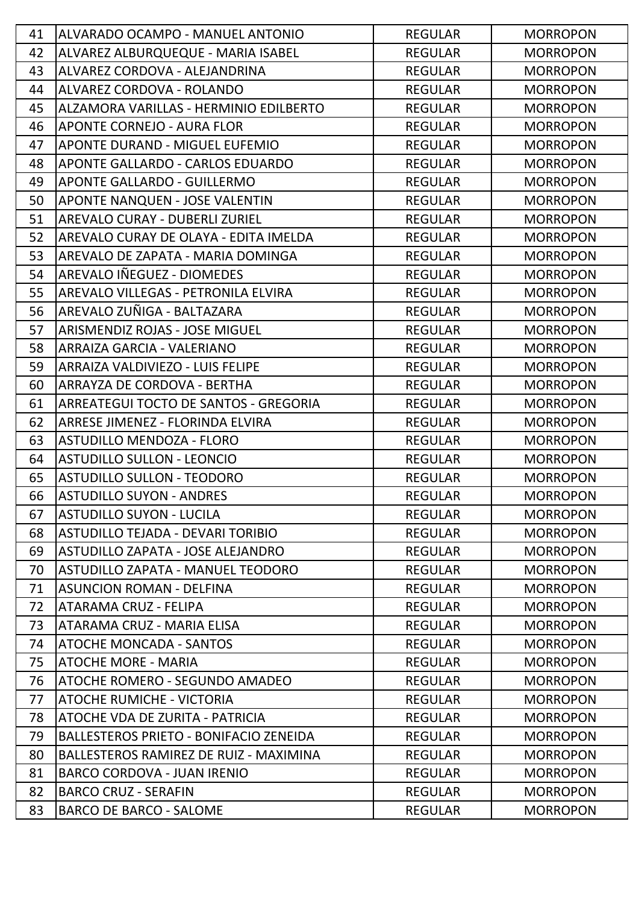| 41 | ALVARADO OCAMPO - MANUEL ANTONIO | REGULAR | MORROPON |
|---|---|---|---|
| 42 | ALVAREZ ALBURQUEQUE - MARIA ISABEL | REGULAR | MORROPON |
| 43 | ALVAREZ CORDOVA - ALEJANDRINA | REGULAR | MORROPON |
| 44 | ALVAREZ CORDOVA - ROLANDO | REGULAR | MORROPON |
| 45 | ALZAMORA VARILLAS - HERMINIO EDILBERTO | REGULAR | MORROPON |
| 46 | APONTE CORNEJO - AURA FLOR | REGULAR | MORROPON |
| 47 | APONTE DURAND - MIGUEL EUFEMIO | REGULAR | MORROPON |
| 48 | APONTE GALLARDO - CARLOS EDUARDO | REGULAR | MORROPON |
| 49 | APONTE GALLARDO - GUILLERMO | REGULAR | MORROPON |
| 50 | APONTE NANQUEN - JOSE VALENTIN | REGULAR | MORROPON |
| 51 | AREVALO CURAY - DUBERLI ZURIEL | REGULAR | MORROPON |
| 52 | AREVALO CURAY DE OLAYA - EDITA IMELDA | REGULAR | MORROPON |
| 53 | AREVALO DE ZAPATA - MARIA DOMINGA | REGULAR | MORROPON |
| 54 | AREVALO IÑEGUEZ - DIOMEDES | REGULAR | MORROPON |
| 55 | AREVALO VILLEGAS - PETRONILA ELVIRA | REGULAR | MORROPON |
| 56 | AREVALO ZUÑIGA - BALTAZARA | REGULAR | MORROPON |
| 57 | ARISMENDIZ ROJAS - JOSE MIGUEL | REGULAR | MORROPON |
| 58 | ARRAIZA GARCIA - VALERIANO | REGULAR | MORROPON |
| 59 | ARRAIZA VALDIVIEZO - LUIS FELIPE | REGULAR | MORROPON |
| 60 | ARRAYZA DE CORDOVA - BERTHA | REGULAR | MORROPON |
| 61 | ARREATEGUI TOCTO DE SANTOS - GREGORIA | REGULAR | MORROPON |
| 62 | ARRESE JIMENEZ - FLORINDA ELVIRA | REGULAR | MORROPON |
| 63 | ASTUDILLO MENDOZA - FLORO | REGULAR | MORROPON |
| 64 | ASTUDILLO SULLON - LEONCIO | REGULAR | MORROPON |
| 65 | ASTUDILLO SULLON - TEODORO | REGULAR | MORROPON |
| 66 | ASTUDILLO SUYON - ANDRES | REGULAR | MORROPON |
| 67 | ASTUDILLO SUYON - LUCILA | REGULAR | MORROPON |
| 68 | ASTUDILLO TEJADA - DEVARI TORIBIO | REGULAR | MORROPON |
| 69 | ASTUDILLO ZAPATA - JOSE ALEJANDRO | REGULAR | MORROPON |
| 70 | ASTUDILLO ZAPATA - MANUEL TEODORO | REGULAR | MORROPON |
| 71 | ASUNCION ROMAN - DELFINA | REGULAR | MORROPON |
| 72 | ATARAMA CRUZ - FELIPA | REGULAR | MORROPON |
| 73 | ATARAMA CRUZ - MARIA ELISA | REGULAR | MORROPON |
| 74 | ATOCHE MONCADA - SANTOS | REGULAR | MORROPON |
| 75 | ATOCHE MORE - MARIA | REGULAR | MORROPON |
| 76 | ATOCHE ROMERO - SEGUNDO AMADEO | REGULAR | MORROPON |
| 77 | ATOCHE RUMICHE - VICTORIA | REGULAR | MORROPON |
| 78 | ATOCHE VDA DE ZURITA - PATRICIA | REGULAR | MORROPON |
| 79 | BALLESTEROS PRIETO - BONIFACIO ZENEIDA | REGULAR | MORROPON |
| 80 | BALLESTEROS RAMIREZ DE RUIZ - MAXIMINA | REGULAR | MORROPON |
| 81 | BARCO CORDOVA - JUAN IRENIO | REGULAR | MORROPON |
| 82 | BARCO CRUZ - SERAFIN | REGULAR | MORROPON |
| 83 | BARCO DE BARCO - SALOME | REGULAR | MORROPON |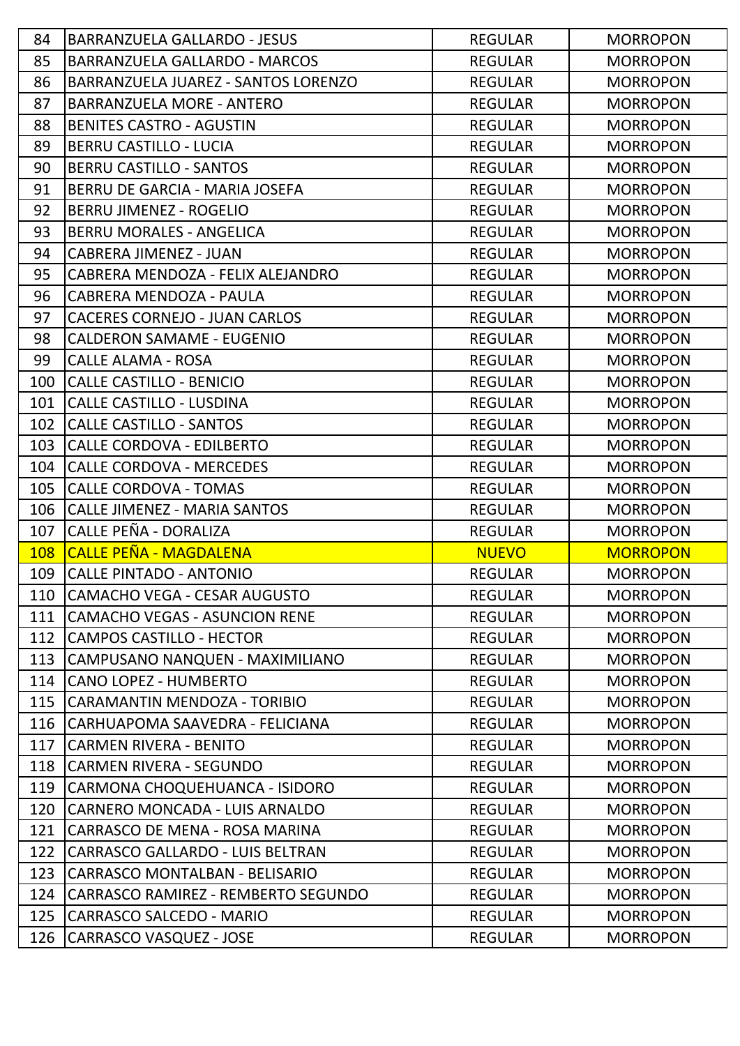| | | | |
|---|---|---|---|
| 84 | BARRANZUELA GALLARDO - JESUS | REGULAR | MORROPON |
| 85 | BARRANZUELA GALLARDO - MARCOS | REGULAR | MORROPON |
| 86 | BARRANZUELA JUAREZ - SANTOS LORENZO | REGULAR | MORROPON |
| 87 | BARRANZUELA MORE - ANTERO | REGULAR | MORROPON |
| 88 | BENITES CASTRO - AGUSTIN | REGULAR | MORROPON |
| 89 | BERRU CASTILLO - LUCIA | REGULAR | MORROPON |
| 90 | BERRU CASTILLO - SANTOS | REGULAR | MORROPON |
| 91 | BERRU DE GARCIA - MARIA JOSEFA | REGULAR | MORROPON |
| 92 | BERRU JIMENEZ - ROGELIO | REGULAR | MORROPON |
| 93 | BERRU MORALES - ANGELICA | REGULAR | MORROPON |
| 94 | CABRERA JIMENEZ - JUAN | REGULAR | MORROPON |
| 95 | CABRERA MENDOZA - FELIX ALEJANDRO | REGULAR | MORROPON |
| 96 | CABRERA MENDOZA - PAULA | REGULAR | MORROPON |
| 97 | CACERES CORNEJO - JUAN CARLOS | REGULAR | MORROPON |
| 98 | CALDERON SAMAME - EUGENIO | REGULAR | MORROPON |
| 99 | CALLE ALAMA - ROSA | REGULAR | MORROPON |
| 100 | CALLE CASTILLO - BENICIO | REGULAR | MORROPON |
| 101 | CALLE CASTILLO - LUSDINA | REGULAR | MORROPON |
| 102 | CALLE CASTILLO - SANTOS | REGULAR | MORROPON |
| 103 | CALLE CORDOVA - EDILBERTO | REGULAR | MORROPON |
| 104 | CALLE CORDOVA - MERCEDES | REGULAR | MORROPON |
| 105 | CALLE CORDOVA - TOMAS | REGULAR | MORROPON |
| 106 | CALLE JIMENEZ - MARIA SANTOS | REGULAR | MORROPON |
| 107 | CALLE PEÑA - DORALIZA | REGULAR | MORROPON |
| 108 | CALLE PEÑA - MAGDALENA | NUEVO | MORROPON |
| 109 | CALLE PINTADO - ANTONIO | REGULAR | MORROPON |
| 110 | CAMACHO VEGA - CESAR AUGUSTO | REGULAR | MORROPON |
| 111 | CAMACHO VEGAS - ASUNCION RENE | REGULAR | MORROPON |
| 112 | CAMPOS CASTILLO - HECTOR | REGULAR | MORROPON |
| 113 | CAMPUSANO NANQUEN - MAXIMILIANO | REGULAR | MORROPON |
| 114 | CANO LOPEZ - HUMBERTO | REGULAR | MORROPON |
| 115 | CARAMANTIN MENDOZA - TORIBIO | REGULAR | MORROPON |
| 116 | CARHUAPOMA SAAVEDRA - FELICIANA | REGULAR | MORROPON |
| 117 | CARMEN RIVERA - BENITO | REGULAR | MORROPON |
| 118 | CARMEN RIVERA - SEGUNDO | REGULAR | MORROPON |
| 119 | CARMONA CHOQUEHUANCA - ISIDORO | REGULAR | MORROPON |
| 120 | CARNERO MONCADA - LUIS ARNALDO | REGULAR | MORROPON |
| 121 | CARRASCO DE MENA - ROSA MARINA | REGULAR | MORROPON |
| 122 | CARRASCO GALLARDO - LUIS BELTRAN | REGULAR | MORROPON |
| 123 | CARRASCO MONTALBAN - BELISARIO | REGULAR | MORROPON |
| 124 | CARRASCO RAMIREZ - REMBERTO SEGUNDO | REGULAR | MORROPON |
| 125 | CARRASCO SALCEDO - MARIO | REGULAR | MORROPON |
| 126 | CARRASCO VASQUEZ - JOSE | REGULAR | MORROPON |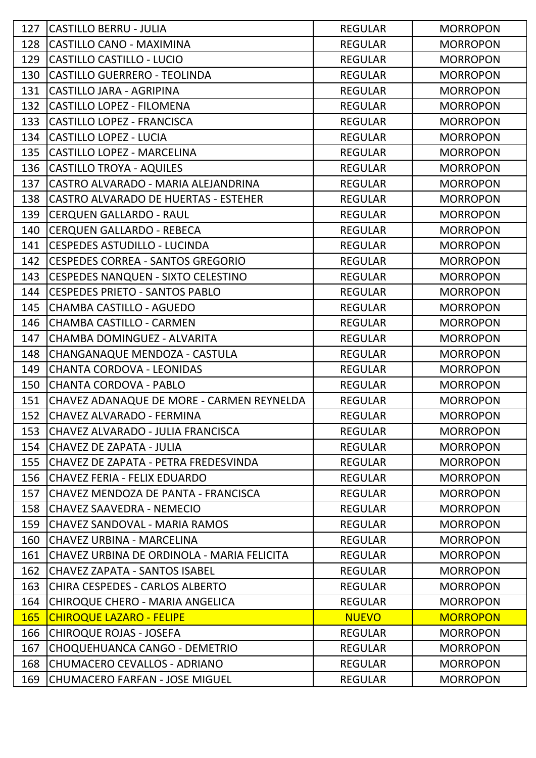| 127 | CASTILLO BERRU - JULIA | REGULAR | MORROPON |
|---|---|---|---|
| 128 | CASTILLO CANO - MAXIMINA | REGULAR | MORROPON |
| 129 | CASTILLO CASTILLO - LUCIO | REGULAR | MORROPON |
| 130 | CASTILLO GUERRERO - TEOLINDA | REGULAR | MORROPON |
| 131 | CASTILLO JARA - AGRIPINA | REGULAR | MORROPON |
| 132 | CASTILLO LOPEZ - FILOMENA | REGULAR | MORROPON |
| 133 | CASTILLO LOPEZ - FRANCISCA | REGULAR | MORROPON |
| 134 | CASTILLO LOPEZ - LUCIA | REGULAR | MORROPON |
| 135 | CASTILLO LOPEZ - MARCELINA | REGULAR | MORROPON |
| 136 | CASTILLO TROYA - AQUILES | REGULAR | MORROPON |
| 137 | CASTRO ALVARADO - MARIA ALEJANDRINA | REGULAR | MORROPON |
| 138 | CASTRO ALVARADO DE HUERTAS - ESTEHER | REGULAR | MORROPON |
| 139 | CERQUEN GALLARDO - RAUL | REGULAR | MORROPON |
| 140 | CERQUEN GALLARDO - REBECA | REGULAR | MORROPON |
| 141 | CESPEDES ASTUDILLO - LUCINDA | REGULAR | MORROPON |
| 142 | CESPEDES CORREA - SANTOS GREGORIO | REGULAR | MORROPON |
| 143 | CESPEDES NANQUEN - SIXTO CELESTINO | REGULAR | MORROPON |
| 144 | CESPEDES PRIETO - SANTOS PABLO | REGULAR | MORROPON |
| 145 | CHAMBA CASTILLO - AGUEDO | REGULAR | MORROPON |
| 146 | CHAMBA CASTILLO - CARMEN | REGULAR | MORROPON |
| 147 | CHAMBA DOMINGUEZ - ALVARITA | REGULAR | MORROPON |
| 148 | CHANGANAQUE MENDOZA - CASTULA | REGULAR | MORROPON |
| 149 | CHANTA CORDOVA - LEONIDAS | REGULAR | MORROPON |
| 150 | CHANTA CORDOVA - PABLO | REGULAR | MORROPON |
| 151 | CHAVEZ ADANAQUE DE MORE - CARMEN REYNELDA | REGULAR | MORROPON |
| 152 | CHAVEZ ALVARADO - FERMINA | REGULAR | MORROPON |
| 153 | CHAVEZ ALVARADO - JULIA FRANCISCA | REGULAR | MORROPON |
| 154 | CHAVEZ DE ZAPATA - JULIA | REGULAR | MORROPON |
| 155 | CHAVEZ DE ZAPATA - PETRA FREDESVINDA | REGULAR | MORROPON |
| 156 | CHAVEZ FERIA - FELIX EDUARDO | REGULAR | MORROPON |
| 157 | CHAVEZ MENDOZA DE PANTA - FRANCISCA | REGULAR | MORROPON |
| 158 | CHAVEZ SAAVEDRA - NEMECIO | REGULAR | MORROPON |
| 159 | CHAVEZ SANDOVAL - MARIA RAMOS | REGULAR | MORROPON |
| 160 | CHAVEZ URBINA - MARCELINA | REGULAR | MORROPON |
| 161 | CHAVEZ URBINA DE ORDINOLA - MARIA FELICITA | REGULAR | MORROPON |
| 162 | CHAVEZ ZAPATA - SANTOS ISABEL | REGULAR | MORROPON |
| 163 | CHIRA CESPEDES - CARLOS ALBERTO | REGULAR | MORROPON |
| 164 | CHIROQUE CHERO - MARIA ANGELICA | REGULAR | MORROPON |
| 165 | CHIROQUE LAZARO - FELIPE | NUEVO | MORROPON |
| 166 | CHIROQUE ROJAS - JOSEFA | REGULAR | MORROPON |
| 167 | CHOQUEHUANCA CANGO - DEMETRIO | REGULAR | MORROPON |
| 168 | CHUMACERO CEVALLOS - ADRIANO | REGULAR | MORROPON |
| 169 | CHUMACERO FARFAN - JOSE MIGUEL | REGULAR | MORROPON |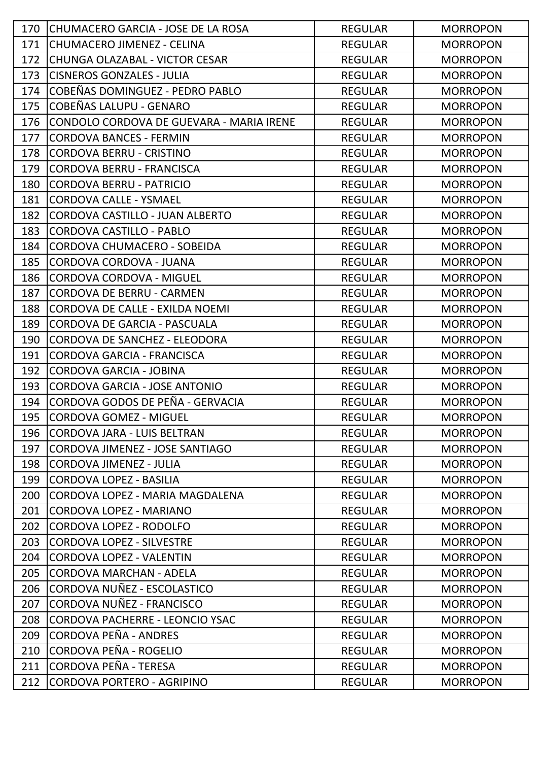| | | | |
|---|---|---|---|
| 170 | CHUMACERO GARCIA - JOSE DE LA ROSA | REGULAR | MORROPON |
| 171 | CHUMACERO JIMENEZ - CELINA | REGULAR | MORROPON |
| 172 | CHUNGA OLAZABAL - VICTOR CESAR | REGULAR | MORROPON |
| 173 | CISNEROS GONZALES - JULIA | REGULAR | MORROPON |
| 174 | COBEÑAS DOMINGUEZ - PEDRO PABLO | REGULAR | MORROPON |
| 175 | COBEÑAS LALUPU - GENARO | REGULAR | MORROPON |
| 176 | CONDOLO CORDOVA DE GUEVARA - MARIA IRENE | REGULAR | MORROPON |
| 177 | CORDOVA BANCES - FERMIN | REGULAR | MORROPON |
| 178 | CORDOVA BERRU - CRISTINO | REGULAR | MORROPON |
| 179 | CORDOVA BERRU - FRANCISCA | REGULAR | MORROPON |
| 180 | CORDOVA BERRU - PATRICIO | REGULAR | MORROPON |
| 181 | CORDOVA CALLE - YSMAEL | REGULAR | MORROPON |
| 182 | CORDOVA CASTILLO - JUAN ALBERTO | REGULAR | MORROPON |
| 183 | CORDOVA CASTILLO - PABLO | REGULAR | MORROPON |
| 184 | CORDOVA CHUMACERO - SOBEIDA | REGULAR | MORROPON |
| 185 | CORDOVA CORDOVA - JUANA | REGULAR | MORROPON |
| 186 | CORDOVA CORDOVA - MIGUEL | REGULAR | MORROPON |
| 187 | CORDOVA DE BERRU - CARMEN | REGULAR | MORROPON |
| 188 | CORDOVA DE CALLE - EXILDA NOEMI | REGULAR | MORROPON |
| 189 | CORDOVA DE GARCIA - PASCUALA | REGULAR | MORROPON |
| 190 | CORDOVA DE SANCHEZ - ELEODORA | REGULAR | MORROPON |
| 191 | CORDOVA GARCIA - FRANCISCA | REGULAR | MORROPON |
| 192 | CORDOVA GARCIA - JOBINA | REGULAR | MORROPON |
| 193 | CORDOVA GARCIA - JOSE ANTONIO | REGULAR | MORROPON |
| 194 | CORDOVA GODOS DE PEÑA - GERVACIA | REGULAR | MORROPON |
| 195 | CORDOVA GOMEZ - MIGUEL | REGULAR | MORROPON |
| 196 | CORDOVA JARA - LUIS BELTRAN | REGULAR | MORROPON |
| 197 | CORDOVA JIMENEZ - JOSE SANTIAGO | REGULAR | MORROPON |
| 198 | CORDOVA JIMENEZ - JULIA | REGULAR | MORROPON |
| 199 | CORDOVA LOPEZ - BASILIA | REGULAR | MORROPON |
| 200 | CORDOVA LOPEZ - MARIA MAGDALENA | REGULAR | MORROPON |
| 201 | CORDOVA LOPEZ - MARIANO | REGULAR | MORROPON |
| 202 | CORDOVA LOPEZ - RODOLFO | REGULAR | MORROPON |
| 203 | CORDOVA LOPEZ - SILVESTRE | REGULAR | MORROPON |
| 204 | CORDOVA LOPEZ - VALENTIN | REGULAR | MORROPON |
| 205 | CORDOVA MARCHAN - ADELA | REGULAR | MORROPON |
| 206 | CORDOVA NUÑEZ - ESCOLASTICO | REGULAR | MORROPON |
| 207 | CORDOVA NUÑEZ - FRANCISCO | REGULAR | MORROPON |
| 208 | CORDOVA PACHERRE - LEONCIO YSAC | REGULAR | MORROPON |
| 209 | CORDOVA PEÑA - ANDRES | REGULAR | MORROPON |
| 210 | CORDOVA PEÑA - ROGELIO | REGULAR | MORROPON |
| 211 | CORDOVA PEÑA - TERESA | REGULAR | MORROPON |
| 212 | CORDOVA PORTERO - AGRIPINO | REGULAR | MORROPON |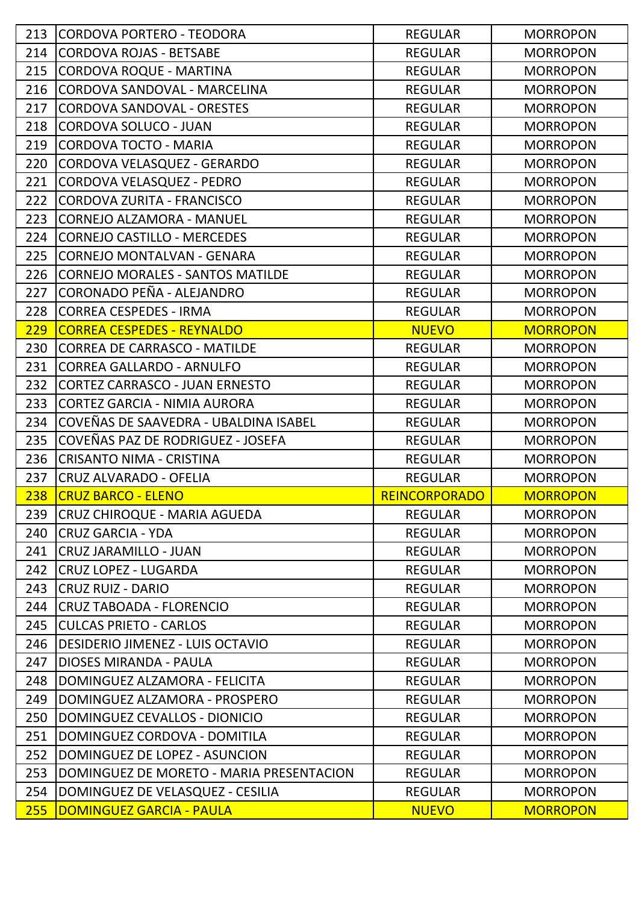| 213 | CORDOVA PORTERO - TEODORA | REGULAR | MORROPON |
|---|---|---|---|
| 214 | CORDOVA ROJAS - BETSABE | REGULAR | MORROPON |
| 215 | CORDOVA ROQUE - MARTINA | REGULAR | MORROPON |
| 216 | CORDOVA SANDOVAL - MARCELINA | REGULAR | MORROPON |
| 217 | CORDOVA SANDOVAL - ORESTES | REGULAR | MORROPON |
| 218 | CORDOVA SOLUCO - JUAN | REGULAR | MORROPON |
| 219 | CORDOVA TOCTO - MARIA | REGULAR | MORROPON |
| 220 | CORDOVA VELASQUEZ - GERARDO | REGULAR | MORROPON |
| 221 | CORDOVA VELASQUEZ - PEDRO | REGULAR | MORROPON |
| 222 | CORDOVA ZURITA - FRANCISCO | REGULAR | MORROPON |
| 223 | CORNEJO ALZAMORA - MANUEL | REGULAR | MORROPON |
| 224 | CORNEJO CASTILLO - MERCEDES | REGULAR | MORROPON |
| 225 | CORNEJO MONTALVAN - GENARA | REGULAR | MORROPON |
| 226 | CORNEJO MORALES - SANTOS MATILDE | REGULAR | MORROPON |
| 227 | CORONADO PEÑA - ALEJANDRO | REGULAR | MORROPON |
| 228 | CORREA CESPEDES - IRMA | REGULAR | MORROPON |
| 229 | CORREA CESPEDES - REYNALDO | NUEVO | MORROPON |
| 230 | CORREA DE CARRASCO - MATILDE | REGULAR | MORROPON |
| 231 | CORREA GALLARDO - ARNULFO | REGULAR | MORROPON |
| 232 | CORTEZ CARRASCO - JUAN ERNESTO | REGULAR | MORROPON |
| 233 | CORTEZ GARCIA - NIMIA AURORA | REGULAR | MORROPON |
| 234 | COVEÑAS DE SAAVEDRA - UBALDINA ISABEL | REGULAR | MORROPON |
| 235 | COVEÑAS PAZ DE RODRIGUEZ - JOSEFA | REGULAR | MORROPON |
| 236 | CRISANTO NIMA - CRISTINA | REGULAR | MORROPON |
| 237 | CRUZ ALVARADO - OFELIA | REGULAR | MORROPON |
| 238 | CRUZ BARCO - ELENO | REINCORPORADO | MORROPON |
| 239 | CRUZ CHIROQUE - MARIA AGUEDA | REGULAR | MORROPON |
| 240 | CRUZ GARCIA - YDA | REGULAR | MORROPON |
| 241 | CRUZ JARAMILLO - JUAN | REGULAR | MORROPON |
| 242 | CRUZ LOPEZ - LUGARDA | REGULAR | MORROPON |
| 243 | CRUZ RUIZ - DARIO | REGULAR | MORROPON |
| 244 | CRUZ TABOADA - FLORENCIO | REGULAR | MORROPON |
| 245 | CULCAS PRIETO - CARLOS | REGULAR | MORROPON |
| 246 | DESIDERIO JIMENEZ - LUIS OCTAVIO | REGULAR | MORROPON |
| 247 | DIOSES MIRANDA - PAULA | REGULAR | MORROPON |
| 248 | DOMINGUEZ ALZAMORA - FELICITA | REGULAR | MORROPON |
| 249 | DOMINGUEZ ALZAMORA - PROSPERO | REGULAR | MORROPON |
| 250 | DOMINGUEZ CEVALLOS - DIONICIO | REGULAR | MORROPON |
| 251 | DOMINGUEZ CORDOVA - DOMITILA | REGULAR | MORROPON |
| 252 | DOMINGUEZ DE LOPEZ - ASUNCION | REGULAR | MORROPON |
| 253 | DOMINGUEZ DE MORETO - MARIA PRESENTACION | REGULAR | MORROPON |
| 254 | DOMINGUEZ DE VELASQUEZ - CESILIA | REGULAR | MORROPON |
| 255 | DOMINGUEZ GARCIA - PAULA | NUEVO | MORROPON |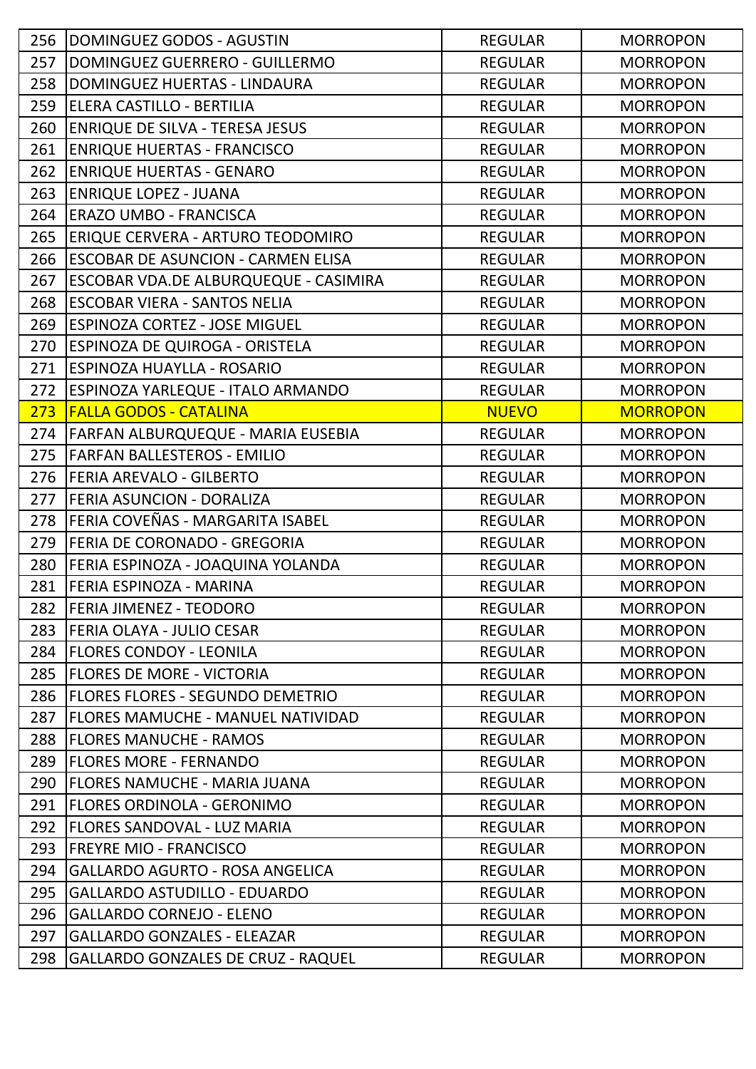| 256 | DOMINGUEZ GODOS - AGUSTIN | REGULAR | MORROPON |
|---|---|---|---|
| 257 | DOMINGUEZ GUERRERO - GUILLERMO | REGULAR | MORROPON |
| 258 | DOMINGUEZ HUERTAS - LINDAURA | REGULAR | MORROPON |
| 259 | ELERA CASTILLO - BERTILIA | REGULAR | MORROPON |
| 260 | ENRIQUE DE SILVA - TERESA JESUS | REGULAR | MORROPON |
| 261 | ENRIQUE HUERTAS - FRANCISCO | REGULAR | MORROPON |
| 262 | ENRIQUE HUERTAS - GENARO | REGULAR | MORROPON |
| 263 | ENRIQUE LOPEZ - JUANA | REGULAR | MORROPON |
| 264 | ERAZO UMBO - FRANCISCA | REGULAR | MORROPON |
| 265 | ERIQUE CERVERA - ARTURO TEODOMIRO | REGULAR | MORROPON |
| 266 | ESCOBAR DE ASUNCION - CARMEN ELISA | REGULAR | MORROPON |
| 267 | ESCOBAR VDA.DE ALBURQUEQUE - CASIMIRA | REGULAR | MORROPON |
| 268 | ESCOBAR VIERA - SANTOS NELIA | REGULAR | MORROPON |
| 269 | ESPINOZA CORTEZ - JOSE MIGUEL | REGULAR | MORROPON |
| 270 | ESPINOZA DE QUIROGA - ORISTELA | REGULAR | MORROPON |
| 271 | ESPINOZA HUAYLLA - ROSARIO | REGULAR | MORROPON |
| 272 | ESPINOZA YARLEQUE - ITALO ARMANDO | REGULAR | MORROPON |
| 273 | FALLA GODOS - CATALINA | NUEVO | MORROPON |
| 274 | FARFAN ALBURQUEQUE - MARIA EUSEBIA | REGULAR | MORROPON |
| 275 | FARFAN BALLESTEROS - EMILIO | REGULAR | MORROPON |
| 276 | FERIA AREVALO - GILBERTO | REGULAR | MORROPON |
| 277 | FERIA ASUNCION - DORALIZA | REGULAR | MORROPON |
| 278 | FERIA COVEÑAS - MARGARITA ISABEL | REGULAR | MORROPON |
| 279 | FERIA DE CORONADO - GREGORIA | REGULAR | MORROPON |
| 280 | FERIA ESPINOZA - JOAQUINA YOLANDA | REGULAR | MORROPON |
| 281 | FERIA ESPINOZA - MARINA | REGULAR | MORROPON |
| 282 | FERIA JIMENEZ - TEODORO | REGULAR | MORROPON |
| 283 | FERIA OLAYA - JULIO CESAR | REGULAR | MORROPON |
| 284 | FLORES CONDOY - LEONILA | REGULAR | MORROPON |
| 285 | FLORES DE MORE - VICTORIA | REGULAR | MORROPON |
| 286 | FLORES FLORES - SEGUNDO DEMETRIO | REGULAR | MORROPON |
| 287 | FLORES MAMUCHE - MANUEL NATIVIDAD | REGULAR | MORROPON |
| 288 | FLORES MANUCHE - RAMOS | REGULAR | MORROPON |
| 289 | FLORES MORE - FERNANDO | REGULAR | MORROPON |
| 290 | FLORES NAMUCHE - MARIA JUANA | REGULAR | MORROPON |
| 291 | FLORES ORDINOLA - GERONIMO | REGULAR | MORROPON |
| 292 | FLORES SANDOVAL - LUZ MARIA | REGULAR | MORROPON |
| 293 | FREYRE MIO - FRANCISCO | REGULAR | MORROPON |
| 294 | GALLARDO AGURTO - ROSA ANGELICA | REGULAR | MORROPON |
| 295 | GALLARDO ASTUDILLO - EDUARDO | REGULAR | MORROPON |
| 296 | GALLARDO CORNEJO - ELENO | REGULAR | MORROPON |
| 297 | GALLARDO GONZALES - ELEAZAR | REGULAR | MORROPON |
| 298 | GALLARDO GONZALES DE CRUZ - RAQUEL | REGULAR | MORROPON |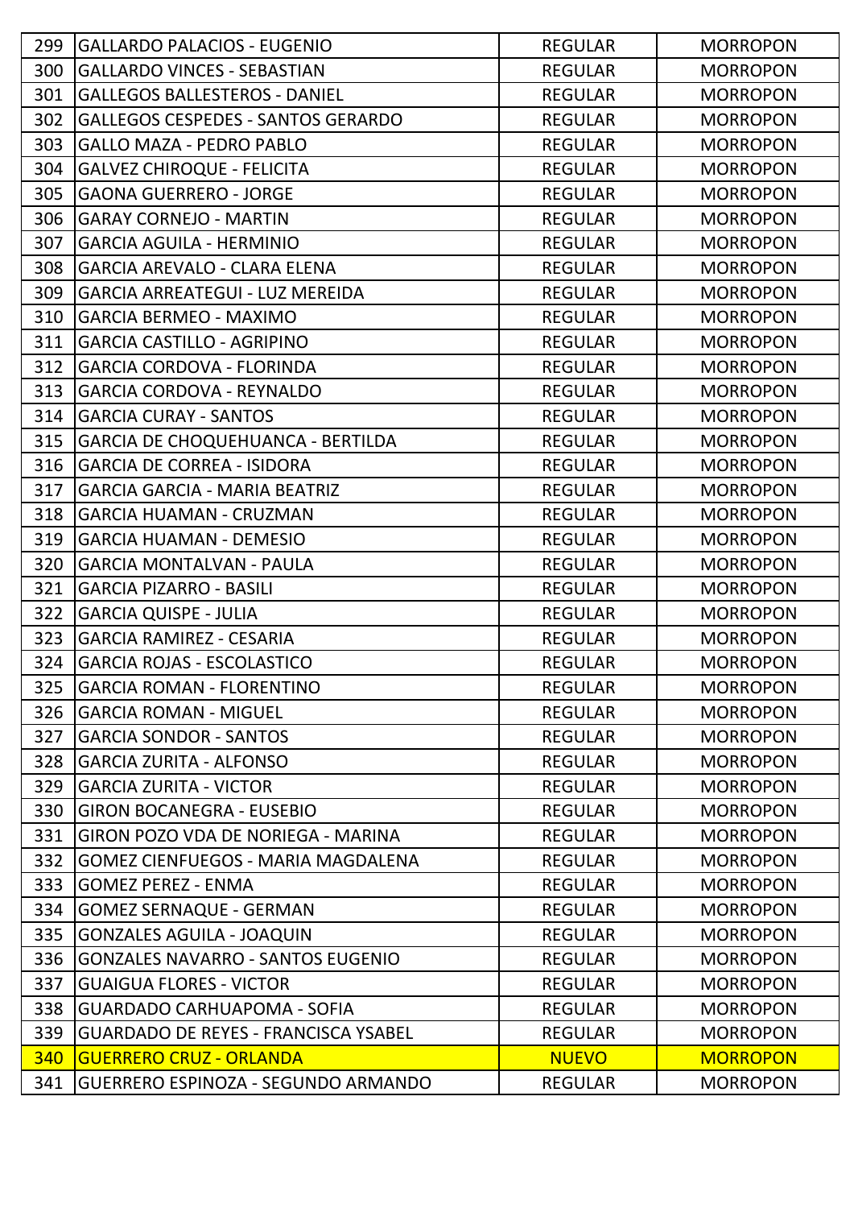| 299 | GALLARDO PALACIOS - EUGENIO | REGULAR | MORROPON |
|---|---|---|---|
| 300 | GALLARDO VINCES - SEBASTIAN | REGULAR | MORROPON |
| 301 | GALLEGOS BALLESTEROS - DANIEL | REGULAR | MORROPON |
| 302 | GALLEGOS CESPEDES - SANTOS GERARDO | REGULAR | MORROPON |
| 303 | GALLO MAZA - PEDRO PABLO | REGULAR | MORROPON |
| 304 | GALVEZ CHIROQUE - FELICITA | REGULAR | MORROPON |
| 305 | GAONA GUERRERO - JORGE | REGULAR | MORROPON |
| 306 | GARAY CORNEJO - MARTIN | REGULAR | MORROPON |
| 307 | GARCIA AGUILA - HERMINIO | REGULAR | MORROPON |
| 308 | GARCIA AREVALO - CLARA ELENA | REGULAR | MORROPON |
| 309 | GARCIA ARREATEGUI - LUZ MEREIDA | REGULAR | MORROPON |
| 310 | GARCIA BERMEO - MAXIMO | REGULAR | MORROPON |
| 311 | GARCIA CASTILLO - AGRIPINO | REGULAR | MORROPON |
| 312 | GARCIA CORDOVA - FLORINDA | REGULAR | MORROPON |
| 313 | GARCIA CORDOVA - REYNALDO | REGULAR | MORROPON |
| 314 | GARCIA CURAY - SANTOS | REGULAR | MORROPON |
| 315 | GARCIA DE CHOQUEHUANCA - BERTILDA | REGULAR | MORROPON |
| 316 | GARCIA DE CORREA - ISIDORA | REGULAR | MORROPON |
| 317 | GARCIA GARCIA - MARIA BEATRIZ | REGULAR | MORROPON |
| 318 | GARCIA HUAMAN - CRUZMAN | REGULAR | MORROPON |
| 319 | GARCIA HUAMAN - DEMESIO | REGULAR | MORROPON |
| 320 | GARCIA MONTALVAN - PAULA | REGULAR | MORROPON |
| 321 | GARCIA PIZARRO - BASILI | REGULAR | MORROPON |
| 322 | GARCIA QUISPE - JULIA | REGULAR | MORROPON |
| 323 | GARCIA RAMIREZ - CESARIA | REGULAR | MORROPON |
| 324 | GARCIA ROJAS - ESCOLASTICO | REGULAR | MORROPON |
| 325 | GARCIA ROMAN - FLORENTINO | REGULAR | MORROPON |
| 326 | GARCIA ROMAN - MIGUEL | REGULAR | MORROPON |
| 327 | GARCIA SONDOR - SANTOS | REGULAR | MORROPON |
| 328 | GARCIA ZURITA - ALFONSO | REGULAR | MORROPON |
| 329 | GARCIA ZURITA - VICTOR | REGULAR | MORROPON |
| 330 | GIRON BOCANEGRA - EUSEBIO | REGULAR | MORROPON |
| 331 | GIRON POZO VDA DE NORIEGA - MARINA | REGULAR | MORROPON |
| 332 | GOMEZ CIENFUEGOS - MARIA MAGDALENA | REGULAR | MORROPON |
| 333 | GOMEZ PEREZ - ENMA | REGULAR | MORROPON |
| 334 | GOMEZ SERNAQUE - GERMAN | REGULAR | MORROPON |
| 335 | GONZALES AGUILA - JOAQUIN | REGULAR | MORROPON |
| 336 | GONZALES NAVARRO - SANTOS EUGENIO | REGULAR | MORROPON |
| 337 | GUAIGUA FLORES - VICTOR | REGULAR | MORROPON |
| 338 | GUARDADO CARHUAPOMA - SOFIA | REGULAR | MORROPON |
| 339 | GUARDADO DE REYES - FRANCISCA YSABEL | REGULAR | MORROPON |
| 340 | GUERRERO CRUZ - ORLANDA | NUEVO | MORROPON |
| 341 | GUERRERO ESPINOZA - SEGUNDO ARMANDO | REGULAR | MORROPON |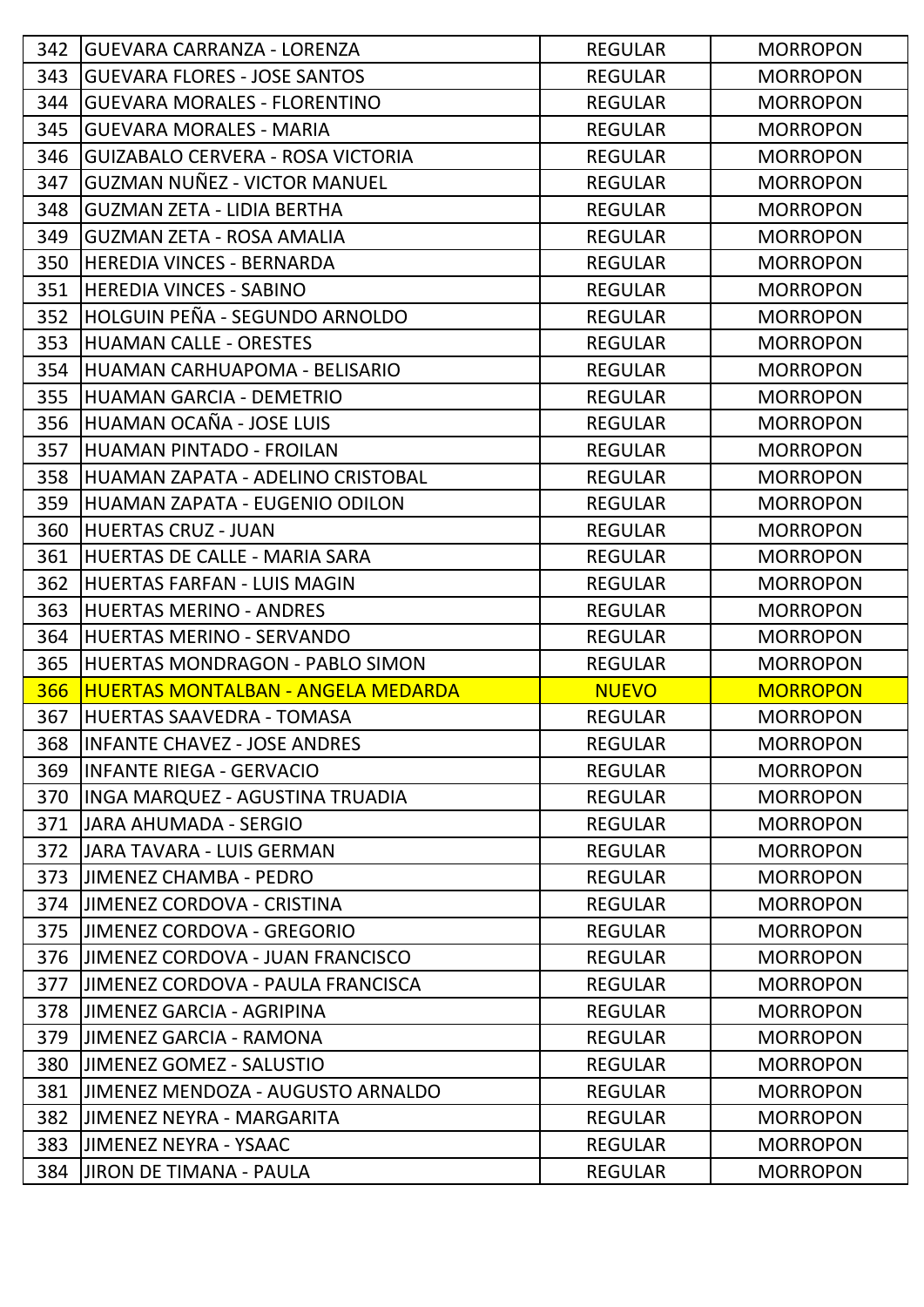| 342 | GUEVARA CARRANZA - LORENZA | REGULAR | MORROPON |
|---|---|---|---|
| 343 | GUEVARA FLORES - JOSE SANTOS | REGULAR | MORROPON |
| 344 | GUEVARA MORALES - FLORENTINO | REGULAR | MORROPON |
| 345 | GUEVARA MORALES - MARIA | REGULAR | MORROPON |
| 346 | GUIZABALO CERVERA - ROSA VICTORIA | REGULAR | MORROPON |
| 347 | GUZMAN NUÑEZ - VICTOR MANUEL | REGULAR | MORROPON |
| 348 | GUZMAN ZETA - LIDIA BERTHA | REGULAR | MORROPON |
| 349 | GUZMAN ZETA - ROSA AMALIA | REGULAR | MORROPON |
| 350 | HEREDIA VINCES - BERNARDA | REGULAR | MORROPON |
| 351 | HEREDIA VINCES - SABINO | REGULAR | MORROPON |
| 352 | HOLGUIN PEÑA - SEGUNDO ARNOLDO | REGULAR | MORROPON |
| 353 | HUAMAN CALLE - ORESTES | REGULAR | MORROPON |
| 354 | HUAMAN CARHUAPOMA - BELISARIO | REGULAR | MORROPON |
| 355 | HUAMAN GARCIA - DEMETRIO | REGULAR | MORROPON |
| 356 | HUAMAN OCAÑA - JOSE LUIS | REGULAR | MORROPON |
| 357 | HUAMAN PINTADO - FROILAN | REGULAR | MORROPON |
| 358 | HUAMAN ZAPATA - ADELINO CRISTOBAL | REGULAR | MORROPON |
| 359 | HUAMAN ZAPATA - EUGENIO ODILON | REGULAR | MORROPON |
| 360 | HUERTAS CRUZ - JUAN | REGULAR | MORROPON |
| 361 | HUERTAS DE CALLE - MARIA SARA | REGULAR | MORROPON |
| 362 | HUERTAS FARFAN - LUIS MAGIN | REGULAR | MORROPON |
| 363 | HUERTAS MERINO - ANDRES | REGULAR | MORROPON |
| 364 | HUERTAS MERINO - SERVANDO | REGULAR | MORROPON |
| 365 | HUERTAS MONDRAGON - PABLO SIMON | REGULAR | MORROPON |
| 366 | HUERTAS MONTALBAN - ANGELA MEDARDA | NUEVO | MORROPON |
| 367 | HUERTAS SAAVEDRA - TOMASA | REGULAR | MORROPON |
| 368 | INFANTE CHAVEZ - JOSE ANDRES | REGULAR | MORROPON |
| 369 | INFANTE RIEGA - GERVACIO | REGULAR | MORROPON |
| 370 | INGA MARQUEZ - AGUSTINA TRUADIA | REGULAR | MORROPON |
| 371 | JARA AHUMADA - SERGIO | REGULAR | MORROPON |
| 372 | JARA TAVARA - LUIS GERMAN | REGULAR | MORROPON |
| 373 | JIMENEZ CHAMBA - PEDRO | REGULAR | MORROPON |
| 374 | JIMENEZ CORDOVA - CRISTINA | REGULAR | MORROPON |
| 375 | JIMENEZ CORDOVA - GREGORIO | REGULAR | MORROPON |
| 376 | JIMENEZ CORDOVA - JUAN FRANCISCO | REGULAR | MORROPON |
| 377 | JIMENEZ CORDOVA - PAULA FRANCISCA | REGULAR | MORROPON |
| 378 | JIMENEZ GARCIA - AGRIPINA | REGULAR | MORROPON |
| 379 | JIMENEZ GARCIA - RAMONA | REGULAR | MORROPON |
| 380 | JIMENEZ GOMEZ - SALUSTIO | REGULAR | MORROPON |
| 381 | JIMENEZ MENDOZA - AUGUSTO ARNALDO | REGULAR | MORROPON |
| 382 | JIMENEZ NEYRA - MARGARITA | REGULAR | MORROPON |
| 383 | JIMENEZ NEYRA - YSAAC | REGULAR | MORROPON |
| 384 | JIRON DE TIMANA - PAULA | REGULAR | MORROPON |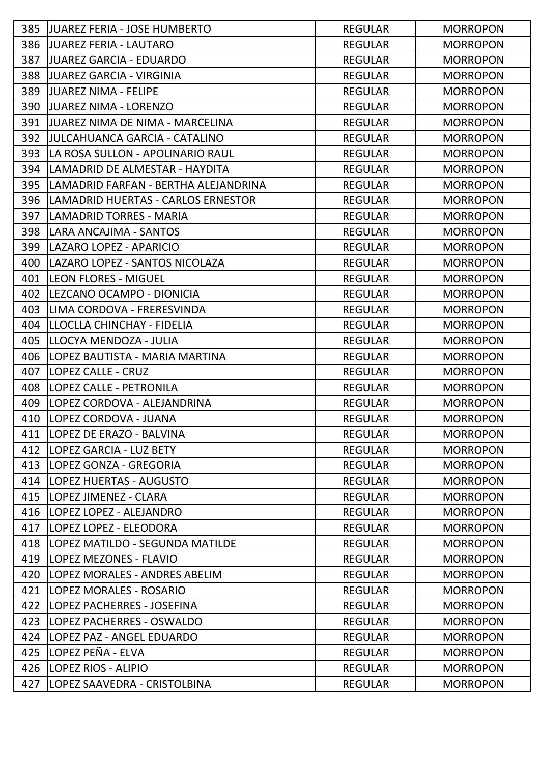| | | | |
|---|---|---|---|
| 385 | JUAREZ FERIA - JOSE HUMBERTO | REGULAR | MORROPON |
| 386 | JUAREZ FERIA - LAUTARO | REGULAR | MORROPON |
| 387 | JUAREZ GARCIA - EDUARDO | REGULAR | MORROPON |
| 388 | JUAREZ GARCIA - VIRGINIA | REGULAR | MORROPON |
| 389 | JUAREZ NIMA - FELIPE | REGULAR | MORROPON |
| 390 | JUAREZ NIMA - LORENZO | REGULAR | MORROPON |
| 391 | JUAREZ NIMA DE NIMA - MARCELINA | REGULAR | MORROPON |
| 392 | JULCAHUANCA GARCIA - CATALINO | REGULAR | MORROPON |
| 393 | LA ROSA SULLON - APOLINARIO RAUL | REGULAR | MORROPON |
| 394 | LAMADRID DE ALMESTAR - HAYDITA | REGULAR | MORROPON |
| 395 | LAMADRID FARFAN - BERTHA ALEJANDRINA | REGULAR | MORROPON |
| 396 | LAMADRID HUERTAS - CARLOS ERNESTOR | REGULAR | MORROPON |
| 397 | LAMADRID TORRES - MARIA | REGULAR | MORROPON |
| 398 | LARA ANCAJIMA - SANTOS | REGULAR | MORROPON |
| 399 | LAZARO LOPEZ - APARICIO | REGULAR | MORROPON |
| 400 | LAZARO LOPEZ - SANTOS NICOLAZA | REGULAR | MORROPON |
| 401 | LEON FLORES - MIGUEL | REGULAR | MORROPON |
| 402 | LEZCANO OCAMPO - DIONICIA | REGULAR | MORROPON |
| 403 | LIMA CORDOVA - FRERESVINDA | REGULAR | MORROPON |
| 404 | LLOCLLA CHINCHAY - FIDELIA | REGULAR | MORROPON |
| 405 | LLOCYA MENDOZA - JULIA | REGULAR | MORROPON |
| 406 | LOPEZ BAUTISTA - MARIA MARTINA | REGULAR | MORROPON |
| 407 | LOPEZ CALLE - CRUZ | REGULAR | MORROPON |
| 408 | LOPEZ CALLE - PETRONILA | REGULAR | MORROPON |
| 409 | LOPEZ CORDOVA - ALEJANDRINA | REGULAR | MORROPON |
| 410 | LOPEZ CORDOVA - JUANA | REGULAR | MORROPON |
| 411 | LOPEZ DE ERAZO - BALVINA | REGULAR | MORROPON |
| 412 | LOPEZ GARCIA - LUZ BETY | REGULAR | MORROPON |
| 413 | LOPEZ GONZA - GREGORIA | REGULAR | MORROPON |
| 414 | LOPEZ HUERTAS - AUGUSTO | REGULAR | MORROPON |
| 415 | LOPEZ JIMENEZ - CLARA | REGULAR | MORROPON |
| 416 | LOPEZ LOPEZ - ALEJANDRO | REGULAR | MORROPON |
| 417 | LOPEZ LOPEZ - ELEODORA | REGULAR | MORROPON |
| 418 | LOPEZ MATILDO - SEGUNDA MATILDE | REGULAR | MORROPON |
| 419 | LOPEZ MEZONES - FLAVIO | REGULAR | MORROPON |
| 420 | LOPEZ MORALES - ANDRES ABELIM | REGULAR | MORROPON |
| 421 | LOPEZ MORALES - ROSARIO | REGULAR | MORROPON |
| 422 | LOPEZ PACHERRES - JOSEFINA | REGULAR | MORROPON |
| 423 | LOPEZ PACHERRES - OSWALDO | REGULAR | MORROPON |
| 424 | LOPEZ PAZ - ANGEL EDUARDO | REGULAR | MORROPON |
| 425 | LOPEZ PEÑA - ELVA | REGULAR | MORROPON |
| 426 | LOPEZ RIOS - ALIPIO | REGULAR | MORROPON |
| 427 | LOPEZ SAAVEDRA - CRISTOLBINA | REGULAR | MORROPON |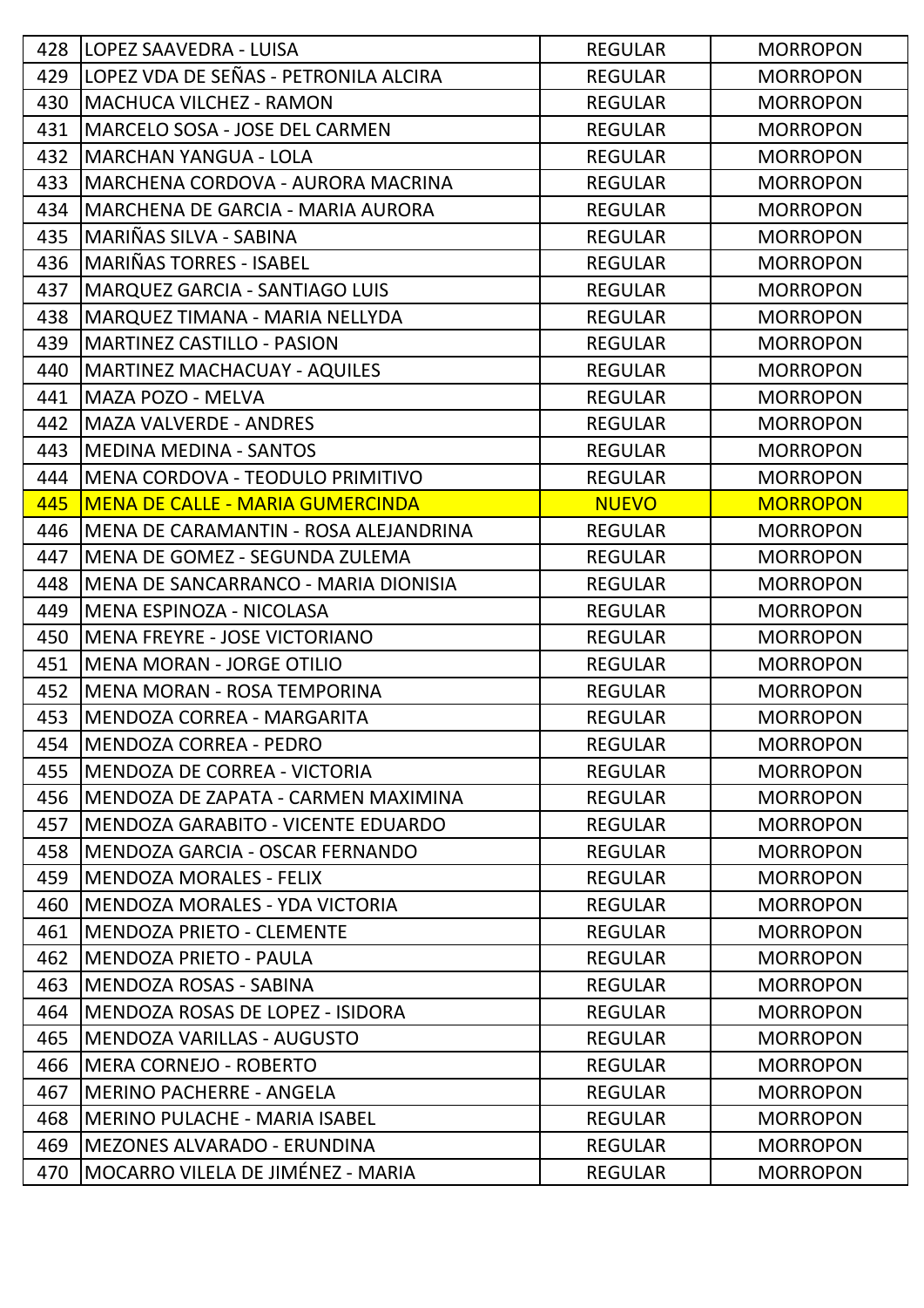| | | | |
|---|---|---|---|
| 428 | LOPEZ SAAVEDRA - LUISA | REGULAR | MORROPON |
| 429 | LOPEZ VDA DE SEÑAS - PETRONILA ALCIRA | REGULAR | MORROPON |
| 430 | MACHUCA VILCHEZ - RAMON | REGULAR | MORROPON |
| 431 | MARCELO SOSA - JOSE DEL CARMEN | REGULAR | MORROPON |
| 432 | MARCHAN YANGUA - LOLA | REGULAR | MORROPON |
| 433 | MARCHENA CORDOVA - AURORA MACRINA | REGULAR | MORROPON |
| 434 | MARCHENA DE GARCIA - MARIA AURORA | REGULAR | MORROPON |
| 435 | MARIÑAS SILVA - SABINA | REGULAR | MORROPON |
| 436 | MARIÑAS TORRES - ISABEL | REGULAR | MORROPON |
| 437 | MARQUEZ GARCIA - SANTIAGO LUIS | REGULAR | MORROPON |
| 438 | MARQUEZ TIMANA - MARIA NELLYDA | REGULAR | MORROPON |
| 439 | MARTINEZ CASTILLO - PASION | REGULAR | MORROPON |
| 440 | MARTINEZ MACHACUAY - AQUILES | REGULAR | MORROPON |
| 441 | MAZA POZO - MELVA | REGULAR | MORROPON |
| 442 | MAZA VALVERDE - ANDRES | REGULAR | MORROPON |
| 443 | MEDINA MEDINA - SANTOS | REGULAR | MORROPON |
| 444 | MENA CORDOVA - TEODULO PRIMITIVO | REGULAR | MORROPON |
| 445 | MENA DE CALLE - MARIA GUMERCINDA | NUEVO | MORROPON |
| 446 | MENA DE CARAMANTIN - ROSA ALEJANDRINA | REGULAR | MORROPON |
| 447 | MENA DE GOMEZ - SEGUNDA ZULEMA | REGULAR | MORROPON |
| 448 | MENA DE SANCARRANCO - MARIA DIONISIA | REGULAR | MORROPON |
| 449 | MENA ESPINOZA - NICOLASA | REGULAR | MORROPON |
| 450 | MENA FREYRE - JOSE VICTORIANO | REGULAR | MORROPON |
| 451 | MENA MORAN - JORGE OTILIO | REGULAR | MORROPON |
| 452 | MENA MORAN - ROSA TEMPORINA | REGULAR | MORROPON |
| 453 | MENDOZA CORREA - MARGARITA | REGULAR | MORROPON |
| 454 | MENDOZA CORREA - PEDRO | REGULAR | MORROPON |
| 455 | MENDOZA DE CORREA - VICTORIA | REGULAR | MORROPON |
| 456 | MENDOZA DE ZAPATA - CARMEN MAXIMINA | REGULAR | MORROPON |
| 457 | MENDOZA GARABITO - VICENTE EDUARDO | REGULAR | MORROPON |
| 458 | MENDOZA GARCIA - OSCAR FERNANDO | REGULAR | MORROPON |
| 459 | MENDOZA MORALES - FELIX | REGULAR | MORROPON |
| 460 | MENDOZA MORALES - YDA VICTORIA | REGULAR | MORROPON |
| 461 | MENDOZA PRIETO - CLEMENTE | REGULAR | MORROPON |
| 462 | MENDOZA PRIETO - PAULA | REGULAR | MORROPON |
| 463 | MENDOZA ROSAS - SABINA | REGULAR | MORROPON |
| 464 | MENDOZA ROSAS DE LOPEZ - ISIDORA | REGULAR | MORROPON |
| 465 | MENDOZA VARILLAS - AUGUSTO | REGULAR | MORROPON |
| 466 | MERA CORNEJO - ROBERTO | REGULAR | MORROPON |
| 467 | MERINO PACHERRE - ANGELA | REGULAR | MORROPON |
| 468 | MERINO PULACHE - MARIA ISABEL | REGULAR | MORROPON |
| 469 | MEZONES ALVARADO - ERUNDINA | REGULAR | MORROPON |
| 470 | MOCARRO VILELA DE JIMÉNEZ - MARIA | REGULAR | MORROPON |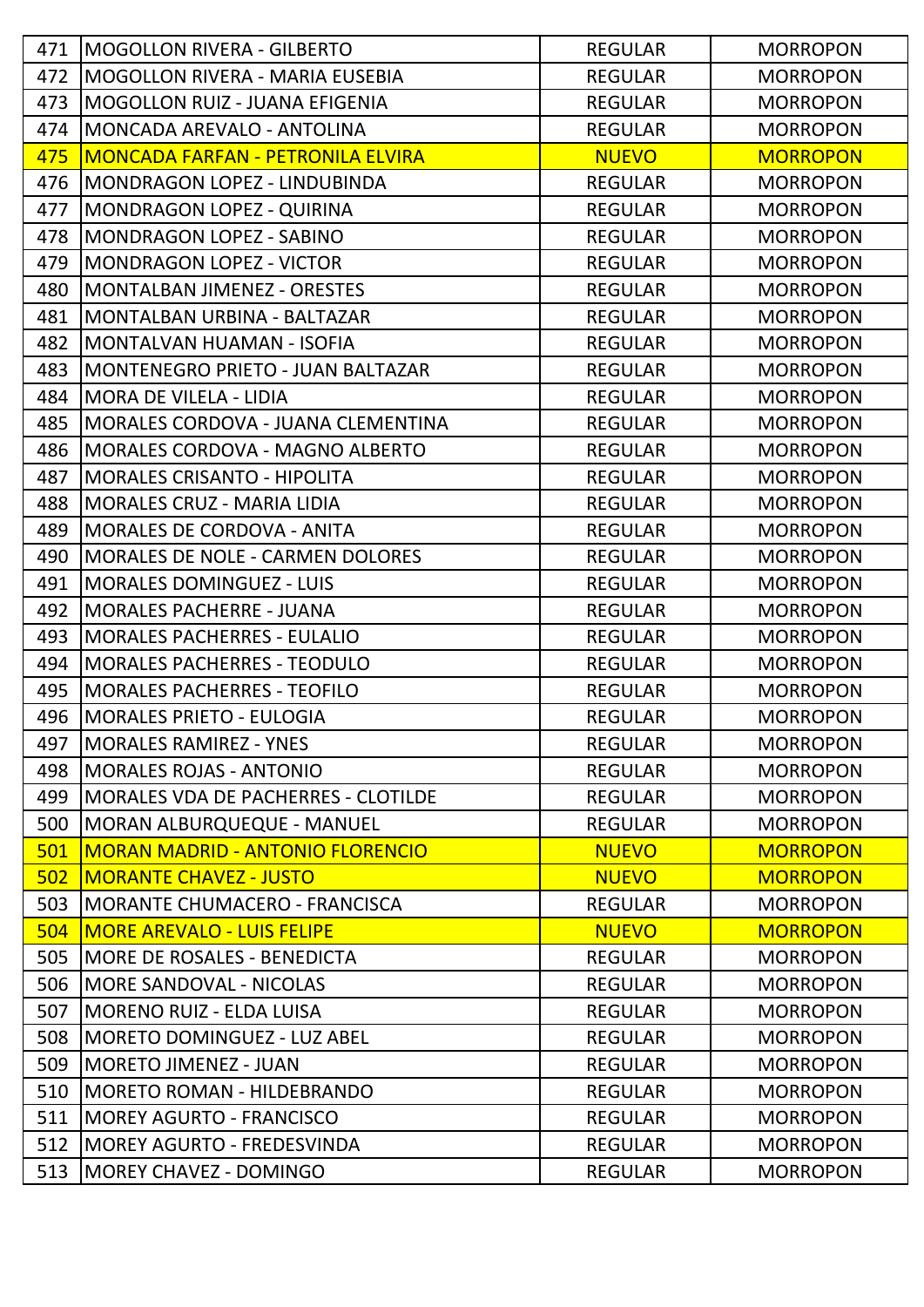| 471 | MOGOLLON RIVERA - GILBERTO | REGULAR | MORROPON |
|---|---|---|---|
| 472 | MOGOLLON RIVERA - MARIA EUSEBIA | REGULAR | MORROPON |
| 473 | MOGOLLON RUIZ - JUANA EFIGENIA | REGULAR | MORROPON |
| 474 | MONCADA AREVALO - ANTOLINA | REGULAR | MORROPON |
| 475 | MONCADA FARFAN - PETRONILA ELVIRA | NUEVO | MORROPON |
| 476 | MONDRAGON LOPEZ - LINDUBINDA | REGULAR | MORROPON |
| 477 | MONDRAGON LOPEZ - QUIRINA | REGULAR | MORROPON |
| 478 | MONDRAGON LOPEZ - SABINO | REGULAR | MORROPON |
| 479 | MONDRAGON LOPEZ - VICTOR | REGULAR | MORROPON |
| 480 | MONTALBAN JIMENEZ - ORESTES | REGULAR | MORROPON |
| 481 | MONTALBAN URBINA - BALTAZAR | REGULAR | MORROPON |
| 482 | MONTALVAN HUAMAN - ISOFIA | REGULAR | MORROPON |
| 483 | MONTENEGRO PRIETO - JUAN BALTAZAR | REGULAR | MORROPON |
| 484 | MORA DE VILELA - LIDIA | REGULAR | MORROPON |
| 485 | MORALES CORDOVA - JUANA CLEMENTINA | REGULAR | MORROPON |
| 486 | MORALES CORDOVA - MAGNO ALBERTO | REGULAR | MORROPON |
| 487 | MORALES CRISANTO - HIPOLITA | REGULAR | MORROPON |
| 488 | MORALES CRUZ - MARIA LIDIA | REGULAR | MORROPON |
| 489 | MORALES DE CORDOVA - ANITA | REGULAR | MORROPON |
| 490 | MORALES DE NOLE - CARMEN DOLORES | REGULAR | MORROPON |
| 491 | MORALES DOMINGUEZ - LUIS | REGULAR | MORROPON |
| 492 | MORALES PACHERRE - JUANA | REGULAR | MORROPON |
| 493 | MORALES PACHERRES - EULALIO | REGULAR | MORROPON |
| 494 | MORALES PACHERRES - TEODULO | REGULAR | MORROPON |
| 495 | MORALES PACHERRES - TEOFILO | REGULAR | MORROPON |
| 496 | MORALES PRIETO - EULOGIA | REGULAR | MORROPON |
| 497 | MORALES RAMIREZ - YNES | REGULAR | MORROPON |
| 498 | MORALES ROJAS - ANTONIO | REGULAR | MORROPON |
| 499 | MORALES VDA DE PACHERRES - CLOTILDE | REGULAR | MORROPON |
| 500 | MORAN ALBURQUEQUE - MANUEL | REGULAR | MORROPON |
| 501 | MORAN MADRID - ANTONIO FLORENCIO | NUEVO | MORROPON |
| 502 | MORANTE CHAVEZ - JUSTO | NUEVO | MORROPON |
| 503 | MORANTE CHUMACERO - FRANCISCA | REGULAR | MORROPON |
| 504 | MORE AREVALO - LUIS FELIPE | NUEVO | MORROPON |
| 505 | MORE DE ROSALES - BENEDICTA | REGULAR | MORROPON |
| 506 | MORE SANDOVAL - NICOLAS | REGULAR | MORROPON |
| 507 | MORENO RUIZ - ELDA LUISA | REGULAR | MORROPON |
| 508 | MORETO DOMINGUEZ - LUZ ABEL | REGULAR | MORROPON |
| 509 | MORETO JIMENEZ - JUAN | REGULAR | MORROPON |
| 510 | MORETO ROMAN - HILDEBRANDO | REGULAR | MORROPON |
| 511 | MOREY AGURTO - FRANCISCO | REGULAR | MORROPON |
| 512 | MOREY AGURTO - FREDESVINDA | REGULAR | MORROPON |
| 513 | MOREY CHAVEZ - DOMINGO | REGULAR | MORROPON |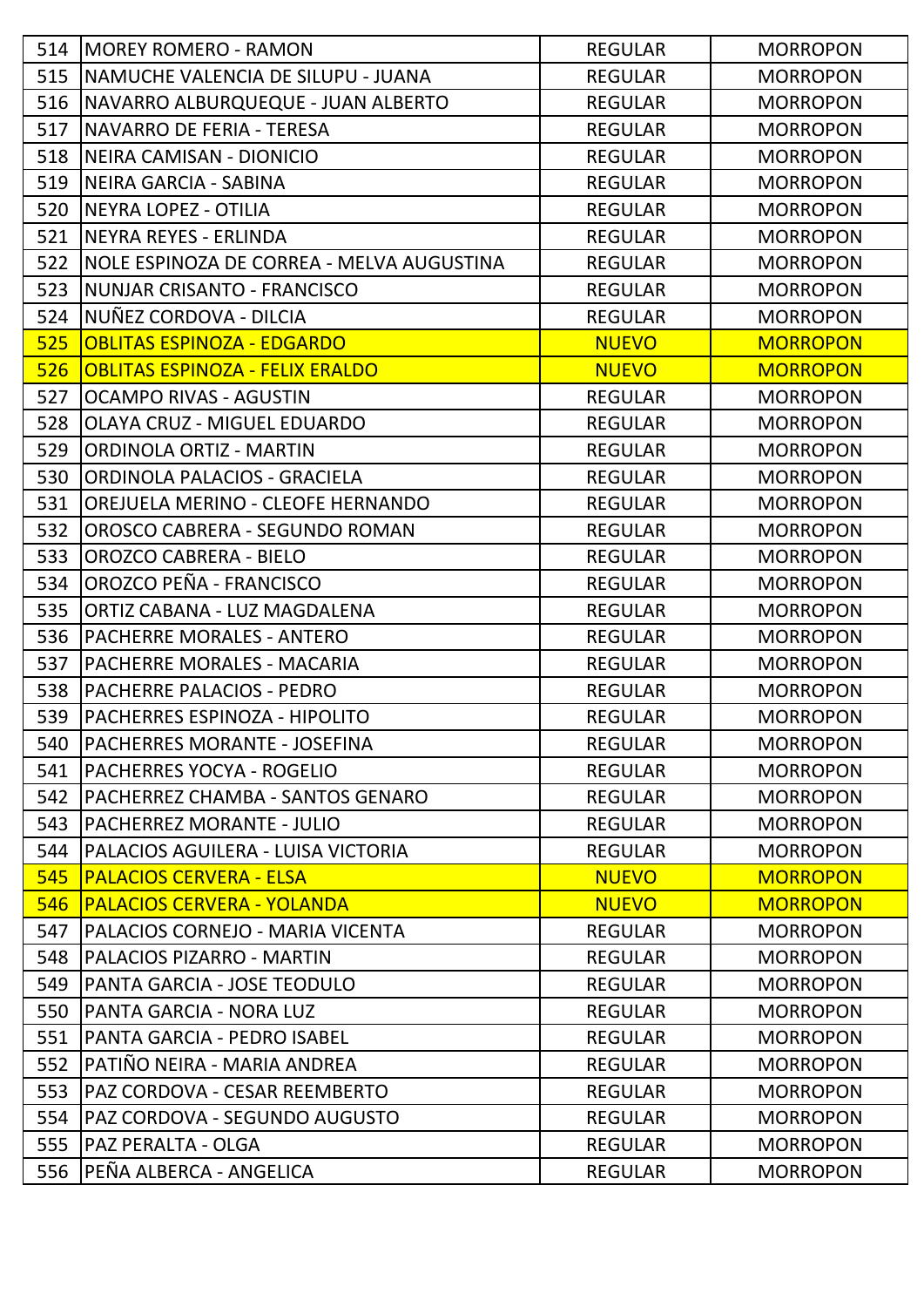| | | | |
|---|---|---|---|
| 514 | MOREY ROMERO - RAMON | REGULAR | MORROPON |
| 515 | NAMUCHE VALENCIA DE SILUPU - JUANA | REGULAR | MORROPON |
| 516 | NAVARRO ALBURQUEQUE - JUAN ALBERTO | REGULAR | MORROPON |
| 517 | NAVARRO DE FERIA - TERESA | REGULAR | MORROPON |
| 518 | NEIRA CAMISAN - DIONICIO | REGULAR | MORROPON |
| 519 | NEIRA GARCIA - SABINA | REGULAR | MORROPON |
| 520 | NEYRA LOPEZ - OTILIA | REGULAR | MORROPON |
| 521 | NEYRA REYES - ERLINDA | REGULAR | MORROPON |
| 522 | NOLE ESPINOZA DE CORREA - MELVA AUGUSTINA | REGULAR | MORROPON |
| 523 | NUNJAR CRISANTO - FRANCISCO | REGULAR | MORROPON |
| 524 | NUÑEZ CORDOVA - DILCIA | REGULAR | MORROPON |
| 525 | OBLITAS ESPINOZA - EDGARDO | NUEVO | MORROPON |
| 526 | OBLITAS ESPINOZA - FELIX ERALDO | NUEVO | MORROPON |
| 527 | OCAMPO RIVAS - AGUSTIN | REGULAR | MORROPON |
| 528 | OLAYA CRUZ - MIGUEL EDUARDO | REGULAR | MORROPON |
| 529 | ORDINOLA ORTIZ - MARTIN | REGULAR | MORROPON |
| 530 | ORDINOLA PALACIOS - GRACIELA | REGULAR | MORROPON |
| 531 | OREJUELA MERINO - CLEOFE HERNANDO | REGULAR | MORROPON |
| 532 | OROSCO CABRERA - SEGUNDO ROMAN | REGULAR | MORROPON |
| 533 | OROZCO CABRERA - BIELO | REGULAR | MORROPON |
| 534 | OROZCO PEÑA - FRANCISCO | REGULAR | MORROPON |
| 535 | ORTIZ CABANA - LUZ MAGDALENA | REGULAR | MORROPON |
| 536 | PACHERRE MORALES - ANTERO | REGULAR | MORROPON |
| 537 | PACHERRE MORALES - MACARIA | REGULAR | MORROPON |
| 538 | PACHERRE PALACIOS - PEDRO | REGULAR | MORROPON |
| 539 | PACHERRES ESPINOZA - HIPOLITO | REGULAR | MORROPON |
| 540 | PACHERRES MORANTE - JOSEFINA | REGULAR | MORROPON |
| 541 | PACHERRES YOCYA - ROGELIO | REGULAR | MORROPON |
| 542 | PACHERREZ CHAMBA - SANTOS GENARO | REGULAR | MORROPON |
| 543 | PACHERREZ MORANTE - JULIO | REGULAR | MORROPON |
| 544 | PALACIOS AGUILERA - LUISA VICTORIA | REGULAR | MORROPON |
| 545 | PALACIOS CERVERA - ELSA | NUEVO | MORROPON |
| 546 | PALACIOS CERVERA - YOLANDA | NUEVO | MORROPON |
| 547 | PALACIOS CORNEJO - MARIA VICENTA | REGULAR | MORROPON |
| 548 | PALACIOS PIZARRO - MARTIN | REGULAR | MORROPON |
| 549 | PANTA GARCIA - JOSE TEODULO | REGULAR | MORROPON |
| 550 | PANTA GARCIA - NORA LUZ | REGULAR | MORROPON |
| 551 | PANTA GARCIA - PEDRO ISABEL | REGULAR | MORROPON |
| 552 | PATIÑO NEIRA - MARIA ANDREA | REGULAR | MORROPON |
| 553 | PAZ CORDOVA - CESAR REEMBERTO | REGULAR | MORROPON |
| 554 | PAZ CORDOVA - SEGUNDO AUGUSTO | REGULAR | MORROPON |
| 555 | PAZ PERALTA - OLGA | REGULAR | MORROPON |
| 556 | PEÑA ALBERCA - ANGELICA | REGULAR | MORROPON |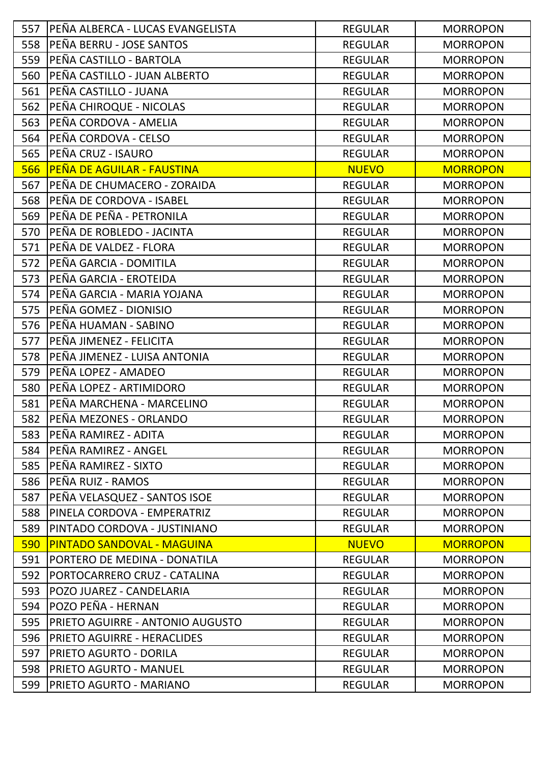| 557 | PEÑA ALBERCA - LUCAS EVANGELISTA | REGULAR | MORROPON |
|---|---|---|---|
| 558 | PEÑA BERRU - JOSE SANTOS | REGULAR | MORROPON |
| 559 | PEÑA CASTILLO - BARTOLA | REGULAR | MORROPON |
| 560 | PEÑA CASTILLO - JUAN ALBERTO | REGULAR | MORROPON |
| 561 | PEÑA CASTILLO - JUANA | REGULAR | MORROPON |
| 562 | PEÑA CHIROQUE - NICOLAS | REGULAR | MORROPON |
| 563 | PEÑA CORDOVA - AMELIA | REGULAR | MORROPON |
| 564 | PEÑA CORDOVA - CELSO | REGULAR | MORROPON |
| 565 | PEÑA CRUZ - ISAURO | REGULAR | MORROPON |
| 566 | PEÑA DE AGUILAR - FAUSTINA | NUEVO | MORROPON |
| 567 | PEÑA DE CHUMACERO - ZORAIDA | REGULAR | MORROPON |
| 568 | PEÑA DE CORDOVA - ISABEL | REGULAR | MORROPON |
| 569 | PEÑA DE PEÑA - PETRONILA | REGULAR | MORROPON |
| 570 | PEÑA DE ROBLEDO - JACINTA | REGULAR | MORROPON |
| 571 | PEÑA DE VALDEZ - FLORA | REGULAR | MORROPON |
| 572 | PEÑA GARCIA - DOMITILA | REGULAR | MORROPON |
| 573 | PEÑA GARCIA - EROTEIDA | REGULAR | MORROPON |
| 574 | PEÑA GARCIA - MARIA YOJANA | REGULAR | MORROPON |
| 575 | PEÑA GOMEZ - DIONISIO | REGULAR | MORROPON |
| 576 | PEÑA HUAMAN - SABINO | REGULAR | MORROPON |
| 577 | PEÑA JIMENEZ - FELICITA | REGULAR | MORROPON |
| 578 | PEÑA JIMENEZ - LUISA ANTONIA | REGULAR | MORROPON |
| 579 | PEÑA LOPEZ - AMADEO | REGULAR | MORROPON |
| 580 | PEÑA LOPEZ - ARTIMIDORO | REGULAR | MORROPON |
| 581 | PEÑA MARCHENA - MARCELINO | REGULAR | MORROPON |
| 582 | PEÑA MEZONES - ORLANDO | REGULAR | MORROPON |
| 583 | PEÑA RAMIREZ - ADITA | REGULAR | MORROPON |
| 584 | PEÑA RAMIREZ - ANGEL | REGULAR | MORROPON |
| 585 | PEÑA RAMIREZ - SIXTO | REGULAR | MORROPON |
| 586 | PEÑA RUIZ - RAMOS | REGULAR | MORROPON |
| 587 | PEÑA VELASQUEZ - SANTOS ISOE | REGULAR | MORROPON |
| 588 | PINELA CORDOVA - EMPERATRIZ | REGULAR | MORROPON |
| 589 | PINTADO CORDOVA - JUSTINIANO | REGULAR | MORROPON |
| 590 | PINTADO SANDOVAL - MAGUINA | NUEVO | MORROPON |
| 591 | PORTERO DE MEDINA - DONATILA | REGULAR | MORROPON |
| 592 | PORTOCARRERO CRUZ - CATALINA | REGULAR | MORROPON |
| 593 | POZO JUAREZ - CANDELARIA | REGULAR | MORROPON |
| 594 | POZO PEÑA - HERNAN | REGULAR | MORROPON |
| 595 | PRIETO AGUIRRE - ANTONIO AUGUSTO | REGULAR | MORROPON |
| 596 | PRIETO AGUIRRE - HERACLIDES | REGULAR | MORROPON |
| 597 | PRIETO AGURTO - DORILA | REGULAR | MORROPON |
| 598 | PRIETO AGURTO - MANUEL | REGULAR | MORROPON |
| 599 | PRIETO AGURTO - MARIANO | REGULAR | MORROPON |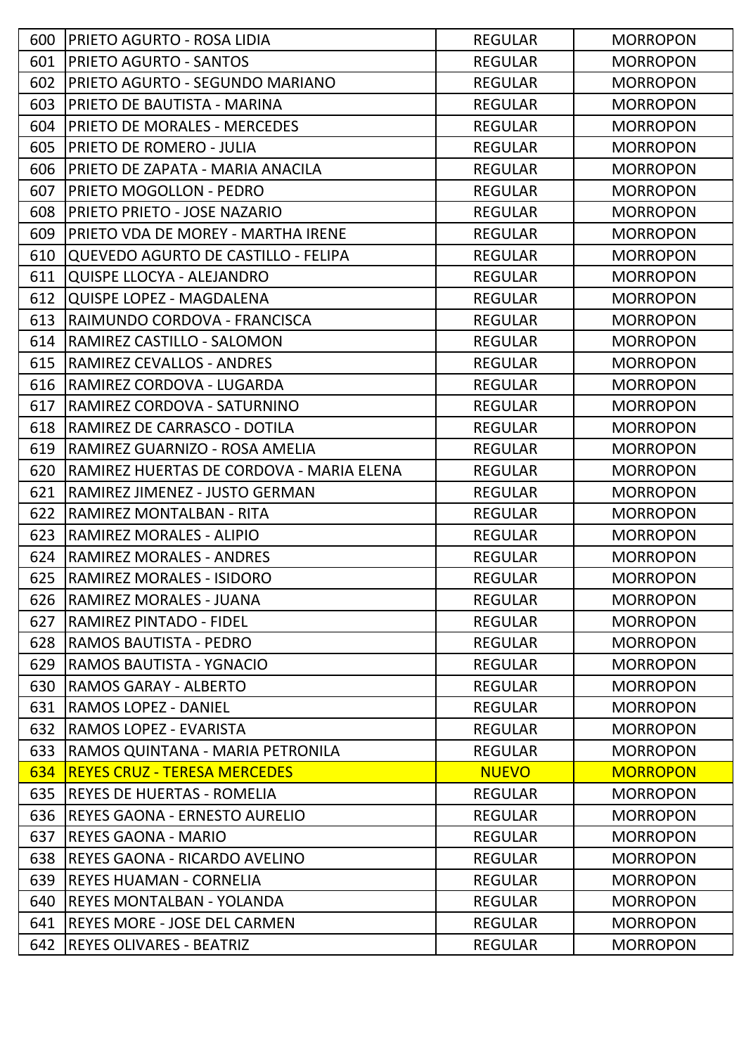| | | | |
|---|---|---|---|
| 600 | PRIETO AGURTO - ROSA LIDIA | REGULAR | MORROPON |
| 601 | PRIETO AGURTO - SANTOS | REGULAR | MORROPON |
| 602 | PRIETO AGURTO - SEGUNDO MARIANO | REGULAR | MORROPON |
| 603 | PRIETO DE BAUTISTA - MARINA | REGULAR | MORROPON |
| 604 | PRIETO DE MORALES - MERCEDES | REGULAR | MORROPON |
| 605 | PRIETO DE ROMERO - JULIA | REGULAR | MORROPON |
| 606 | PRIETO DE ZAPATA - MARIA ANACILA | REGULAR | MORROPON |
| 607 | PRIETO MOGOLLON - PEDRO | REGULAR | MORROPON |
| 608 | PRIETO PRIETO - JOSE NAZARIO | REGULAR | MORROPON |
| 609 | PRIETO VDA DE MOREY - MARTHA IRENE | REGULAR | MORROPON |
| 610 | QUEVEDO AGURTO DE CASTILLO - FELIPA | REGULAR | MORROPON |
| 611 | QUISPE LLOCYA - ALEJANDRO | REGULAR | MORROPON |
| 612 | QUISPE LOPEZ - MAGDALENA | REGULAR | MORROPON |
| 613 | RAIMUNDO CORDOVA - FRANCISCA | REGULAR | MORROPON |
| 614 | RAMIREZ CASTILLO - SALOMON | REGULAR | MORROPON |
| 615 | RAMIREZ CEVALLOS - ANDRES | REGULAR | MORROPON |
| 616 | RAMIREZ CORDOVA - LUGARDA | REGULAR | MORROPON |
| 617 | RAMIREZ CORDOVA - SATURNINO | REGULAR | MORROPON |
| 618 | RAMIREZ DE CARRASCO - DOTILA | REGULAR | MORROPON |
| 619 | RAMIREZ GUARNIZO - ROSA AMELIA | REGULAR | MORROPON |
| 620 | RAMIREZ HUERTAS DE CORDOVA - MARIA ELENA | REGULAR | MORROPON |
| 621 | RAMIREZ JIMENEZ - JUSTO GERMAN | REGULAR | MORROPON |
| 622 | RAMIREZ MONTALBAN - RITA | REGULAR | MORROPON |
| 623 | RAMIREZ MORALES - ALIPIO | REGULAR | MORROPON |
| 624 | RAMIREZ MORALES - ANDRES | REGULAR | MORROPON |
| 625 | RAMIREZ MORALES - ISIDORO | REGULAR | MORROPON |
| 626 | RAMIREZ MORALES - JUANA | REGULAR | MORROPON |
| 627 | RAMIREZ PINTADO - FIDEL | REGULAR | MORROPON |
| 628 | RAMOS BAUTISTA - PEDRO | REGULAR | MORROPON |
| 629 | RAMOS BAUTISTA - YGNACIO | REGULAR | MORROPON |
| 630 | RAMOS GARAY - ALBERTO | REGULAR | MORROPON |
| 631 | RAMOS LOPEZ - DANIEL | REGULAR | MORROPON |
| 632 | RAMOS LOPEZ - EVARISTA | REGULAR | MORROPON |
| 633 | RAMOS QUINTANA - MARIA PETRONILA | REGULAR | MORROPON |
| 634 | REYES CRUZ - TERESA MERCEDES | NUEVO | MORROPON |
| 635 | REYES DE HUERTAS - ROMELIA | REGULAR | MORROPON |
| 636 | REYES GAONA - ERNESTO AURELIO | REGULAR | MORROPON |
| 637 | REYES GAONA - MARIO | REGULAR | MORROPON |
| 638 | REYES GAONA - RICARDO AVELINO | REGULAR | MORROPON |
| 639 | REYES HUAMAN - CORNELIA | REGULAR | MORROPON |
| 640 | REYES MONTALBAN - YOLANDA | REGULAR | MORROPON |
| 641 | REYES MORE - JOSE DEL CARMEN | REGULAR | MORROPON |
| 642 | REYES OLIVARES - BEATRIZ | REGULAR | MORROPON |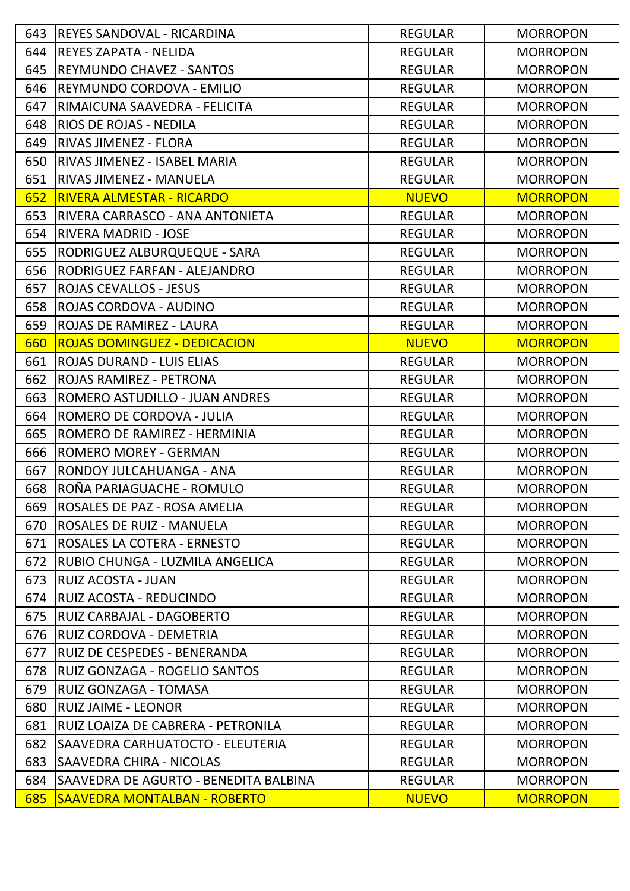| | | | |
|---|---|---|---|
| 643 | REYES SANDOVAL - RICARDINA | REGULAR | MORROPON |
| 644 | REYES ZAPATA - NELIDA | REGULAR | MORROPON |
| 645 | REYMUNDO CHAVEZ - SANTOS | REGULAR | MORROPON |
| 646 | REYMUNDO CORDOVA - EMILIO | REGULAR | MORROPON |
| 647 | RIMAICUNA SAAVEDRA - FELICITA | REGULAR | MORROPON |
| 648 | RIOS DE ROJAS - NEDILA | REGULAR | MORROPON |
| 649 | RIVAS JIMENEZ - FLORA | REGULAR | MORROPON |
| 650 | RIVAS JIMENEZ - ISABEL MARIA | REGULAR | MORROPON |
| 651 | RIVAS JIMENEZ - MANUELA | REGULAR | MORROPON |
| 652 | RIVERA ALMESTAR - RICARDO | NUEVO | MORROPON |
| 653 | RIVERA CARRASCO - ANA ANTONIETA | REGULAR | MORROPON |
| 654 | RIVERA MADRID - JOSE | REGULAR | MORROPON |
| 655 | RODRIGUEZ ALBURQUEQUE - SARA | REGULAR | MORROPON |
| 656 | RODRIGUEZ FARFAN - ALEJANDRO | REGULAR | MORROPON |
| 657 | ROJAS CEVALLOS - JESUS | REGULAR | MORROPON |
| 658 | ROJAS CORDOVA - AUDINO | REGULAR | MORROPON |
| 659 | ROJAS DE RAMIREZ - LAURA | REGULAR | MORROPON |
| 660 | ROJAS DOMINGUEZ - DEDICACION | NUEVO | MORROPON |
| 661 | ROJAS DURAND - LUIS ELIAS | REGULAR | MORROPON |
| 662 | ROJAS RAMIREZ - PETRONA | REGULAR | MORROPON |
| 663 | ROMERO ASTUDILLO - JUAN ANDRES | REGULAR | MORROPON |
| 664 | ROMERO DE CORDOVA - JULIA | REGULAR | MORROPON |
| 665 | ROMERO DE RAMIREZ - HERMINIA | REGULAR | MORROPON |
| 666 | ROMERO MOREY - GERMAN | REGULAR | MORROPON |
| 667 | RONDOY JULCAHUANGA - ANA | REGULAR | MORROPON |
| 668 | ROÑA PARIAGUACHE - ROMULO | REGULAR | MORROPON |
| 669 | ROSALES DE PAZ - ROSA AMELIA | REGULAR | MORROPON |
| 670 | ROSALES DE RUIZ - MANUELA | REGULAR | MORROPON |
| 671 | ROSALES LA COTERA - ERNESTO | REGULAR | MORROPON |
| 672 | RUBIO CHUNGA - LUZMILA ANGELICA | REGULAR | MORROPON |
| 673 | RUIZ ACOSTA - JUAN | REGULAR | MORROPON |
| 674 | RUIZ ACOSTA - REDUCINDO | REGULAR | MORROPON |
| 675 | RUIZ CARBAJAL - DAGOBERTO | REGULAR | MORROPON |
| 676 | RUIZ CORDOVA - DEMETRIA | REGULAR | MORROPON |
| 677 | RUIZ DE CESPEDES - BENERANDA | REGULAR | MORROPON |
| 678 | RUIZ GONZAGA - ROGELIO SANTOS | REGULAR | MORROPON |
| 679 | RUIZ GONZAGA - TOMASA | REGULAR | MORROPON |
| 680 | RUIZ JAIME - LEONOR | REGULAR | MORROPON |
| 681 | RUIZ LOAIZA DE CABRERA - PETRONILA | REGULAR | MORROPON |
| 682 | SAAVEDRA CARHUATOCTO - ELEUTERIA | REGULAR | MORROPON |
| 683 | SAAVEDRA CHIRA - NICOLAS | REGULAR | MORROPON |
| 684 | SAAVEDRA DE AGURTO - BENEDITA BALBINA | REGULAR | MORROPON |
| 685 | SAAVEDRA MONTALBAN - ROBERTO | NUEVO | MORROPON |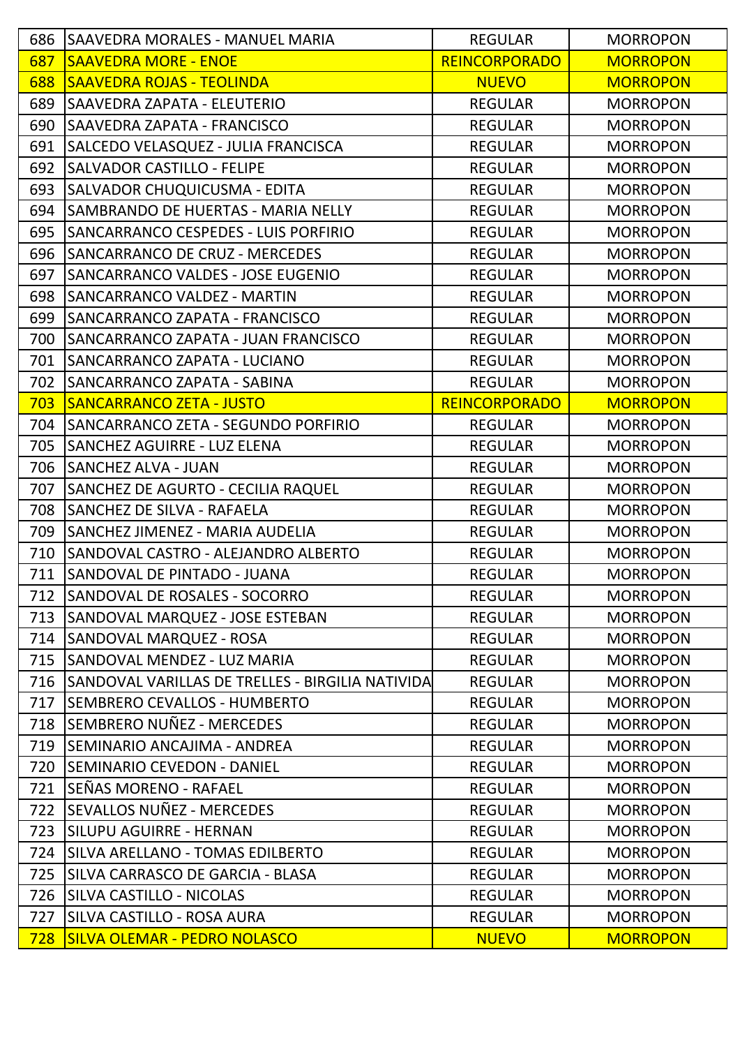| | | | |
|---|---|---|---|
| 686 | SAAVEDRA MORALES - MANUEL MARIA | REGULAR | MORROPON |
| 687 | SAAVEDRA MORE - ENOE | REINCORPORADO | MORROPON |
| 688 | SAAVEDRA ROJAS - TEOLINDA | NUEVO | MORROPON |
| 689 | SAAVEDRA ZAPATA - ELEUTERIO | REGULAR | MORROPON |
| 690 | SAAVEDRA ZAPATA - FRANCISCO | REGULAR | MORROPON |
| 691 | SALCEDO VELASQUEZ - JULIA FRANCISCA | REGULAR | MORROPON |
| 692 | SALVADOR CASTILLO - FELIPE | REGULAR | MORROPON |
| 693 | SALVADOR CHUQUICUSMA - EDITA | REGULAR | MORROPON |
| 694 | SAMBRANDO DE HUERTAS - MARIA NELLY | REGULAR | MORROPON |
| 695 | SANCARRANCO CESPEDES - LUIS PORFIRIO | REGULAR | MORROPON |
| 696 | SANCARRANCO DE CRUZ - MERCEDES | REGULAR | MORROPON |
| 697 | SANCARRANCO VALDES - JOSE EUGENIO | REGULAR | MORROPON |
| 698 | SANCARRANCO VALDEZ - MARTIN | REGULAR | MORROPON |
| 699 | SANCARRANCO ZAPATA - FRANCISCO | REGULAR | MORROPON |
| 700 | SANCARRANCO ZAPATA - JUAN FRANCISCO | REGULAR | MORROPON |
| 701 | SANCARRANCO ZAPATA - LUCIANO | REGULAR | MORROPON |
| 702 | SANCARRANCO ZAPATA - SABINA | REGULAR | MORROPON |
| 703 | SANCARRANCO ZETA - JUSTO | REINCORPORADO | MORROPON |
| 704 | SANCARRANCO ZETA - SEGUNDO PORFIRIO | REGULAR | MORROPON |
| 705 | SANCHEZ AGUIRRE - LUZ ELENA | REGULAR | MORROPON |
| 706 | SANCHEZ ALVA - JUAN | REGULAR | MORROPON |
| 707 | SANCHEZ DE AGURTO - CECILIA RAQUEL | REGULAR | MORROPON |
| 708 | SANCHEZ DE SILVA - RAFAELA | REGULAR | MORROPON |
| 709 | SANCHEZ JIMENEZ - MARIA AUDELIA | REGULAR | MORROPON |
| 710 | SANDOVAL CASTRO - ALEJANDRO ALBERTO | REGULAR | MORROPON |
| 711 | SANDOVAL DE PINTADO - JUANA | REGULAR | MORROPON |
| 712 | SANDOVAL DE ROSALES - SOCORRO | REGULAR | MORROPON |
| 713 | SANDOVAL MARQUEZ - JOSE ESTEBAN | REGULAR | MORROPON |
| 714 | SANDOVAL MARQUEZ - ROSA | REGULAR | MORROPON |
| 715 | SANDOVAL MENDEZ - LUZ MARIA | REGULAR | MORROPON |
| 716 | SANDOVAL VARILLAS DE TRELLES - BIRGILIA NATIVIDA | REGULAR | MORROPON |
| 717 | SEMBRERO CEVALLOS - HUMBERTO | REGULAR | MORROPON |
| 718 | SEMBRERO NUÑEZ - MERCEDES | REGULAR | MORROPON |
| 719 | SEMINARIO ANCAJIMA - ANDREA | REGULAR | MORROPON |
| 720 | SEMINARIO CEVEDON - DANIEL | REGULAR | MORROPON |
| 721 | SEÑAS MORENO - RAFAEL | REGULAR | MORROPON |
| 722 | SEVALLOS NUÑEZ - MERCEDES | REGULAR | MORROPON |
| 723 | SILUPU AGUIRRE - HERNAN | REGULAR | MORROPON |
| 724 | SILVA ARELLANO - TOMAS EDILBERTO | REGULAR | MORROPON |
| 725 | SILVA CARRASCO DE GARCIA - BLASA | REGULAR | MORROPON |
| 726 | SILVA CASTILLO - NICOLAS | REGULAR | MORROPON |
| 727 | SILVA CASTILLO - ROSA AURA | REGULAR | MORROPON |
| 728 | SILVA OLEMAR - PEDRO NOLASCO | NUEVO | MORROPON |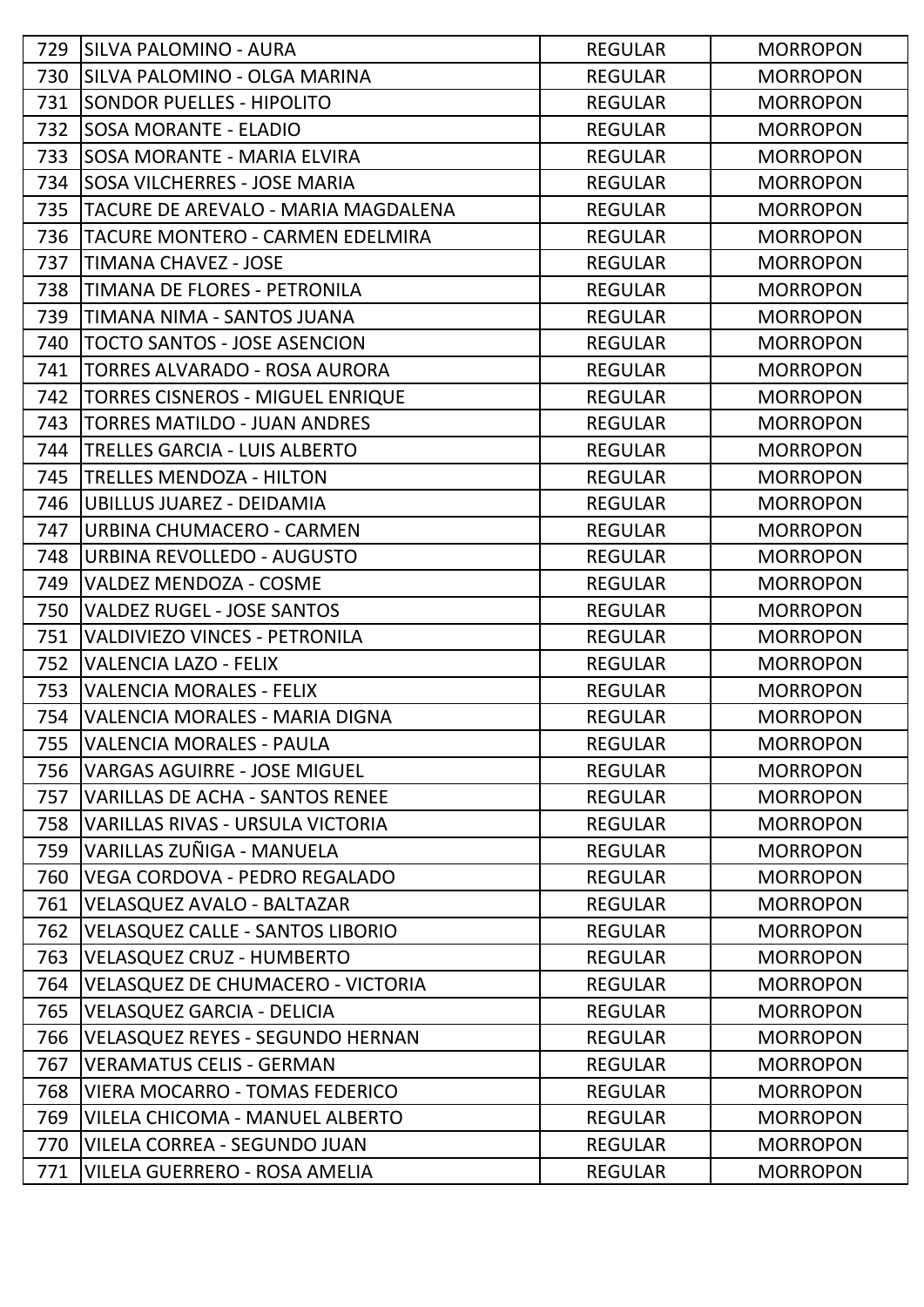| | | | |
|---|---|---|---|
| 729 | SILVA PALOMINO - AURA | REGULAR | MORROPON |
| 730 | SILVA PALOMINO - OLGA MARINA | REGULAR | MORROPON |
| 731 | SONDOR PUELLES - HIPOLITO | REGULAR | MORROPON |
| 732 | SOSA MORANTE - ELADIO | REGULAR | MORROPON |
| 733 | SOSA MORANTE - MARIA ELVIRA | REGULAR | MORROPON |
| 734 | SOSA VILCHERRES - JOSE MARIA | REGULAR | MORROPON |
| 735 | TACURE DE AREVALO - MARIA MAGDALENA | REGULAR | MORROPON |
| 736 | TACURE MONTERO - CARMEN EDELMIRA | REGULAR | MORROPON |
| 737 | TIMANA CHAVEZ - JOSE | REGULAR | MORROPON |
| 738 | TIMANA DE FLORES - PETRONILA | REGULAR | MORROPON |
| 739 | TIMANA NIMA - SANTOS JUANA | REGULAR | MORROPON |
| 740 | TOCTO SANTOS - JOSE ASENCION | REGULAR | MORROPON |
| 741 | TORRES ALVARADO - ROSA AURORA | REGULAR | MORROPON |
| 742 | TORRES CISNEROS - MIGUEL ENRIQUE | REGULAR | MORROPON |
| 743 | TORRES MATILDO - JUAN ANDRES | REGULAR | MORROPON |
| 744 | TRELLES GARCIA - LUIS ALBERTO | REGULAR | MORROPON |
| 745 | TRELLES MENDOZA - HILTON | REGULAR | MORROPON |
| 746 | UBILLUS JUAREZ - DEIDAMIA | REGULAR | MORROPON |
| 747 | URBINA CHUMACERO - CARMEN | REGULAR | MORROPON |
| 748 | URBINA REVOLLEDO - AUGUSTO | REGULAR | MORROPON |
| 749 | VALDEZ MENDOZA - COSME | REGULAR | MORROPON |
| 750 | VALDEZ RUGEL - JOSE SANTOS | REGULAR | MORROPON |
| 751 | VALDIVIEZO VINCES - PETRONILA | REGULAR | MORROPON |
| 752 | VALENCIA LAZO - FELIX | REGULAR | MORROPON |
| 753 | VALENCIA MORALES - FELIX | REGULAR | MORROPON |
| 754 | VALENCIA MORALES - MARIA DIGNA | REGULAR | MORROPON |
| 755 | VALENCIA MORALES - PAULA | REGULAR | MORROPON |
| 756 | VARGAS AGUIRRE - JOSE MIGUEL | REGULAR | MORROPON |
| 757 | VARILLAS DE ACHA - SANTOS RENEE | REGULAR | MORROPON |
| 758 | VARILLAS RIVAS - URSULA VICTORIA | REGULAR | MORROPON |
| 759 | VARILLAS ZUÑIGA - MANUELA | REGULAR | MORROPON |
| 760 | VEGA CORDOVA - PEDRO REGALADO | REGULAR | MORROPON |
| 761 | VELASQUEZ AVALO - BALTAZAR | REGULAR | MORROPON |
| 762 | VELASQUEZ CALLE - SANTOS LIBORIO | REGULAR | MORROPON |
| 763 | VELASQUEZ CRUZ - HUMBERTO | REGULAR | MORROPON |
| 764 | VELASQUEZ DE CHUMACERO - VICTORIA | REGULAR | MORROPON |
| 765 | VELASQUEZ GARCIA - DELICIA | REGULAR | MORROPON |
| 766 | VELASQUEZ REYES - SEGUNDO HERNAN | REGULAR | MORROPON |
| 767 | VERAMATUS CELIS - GERMAN | REGULAR | MORROPON |
| 768 | VIERA MOCARRO - TOMAS FEDERICO | REGULAR | MORROPON |
| 769 | VILELA CHICOMA - MANUEL ALBERTO | REGULAR | MORROPON |
| 770 | VILELA CORREA - SEGUNDO JUAN | REGULAR | MORROPON |
| 771 | VILELA GUERRERO - ROSA AMELIA | REGULAR | MORROPON |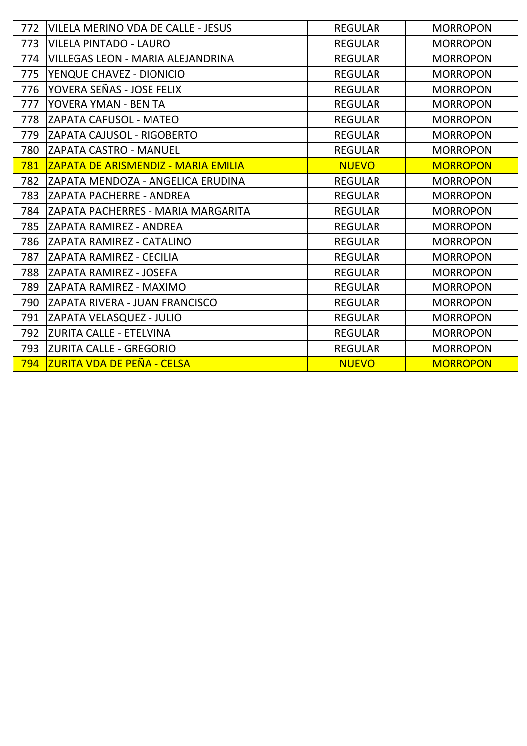| | | | |
|---|---|---|---|
| 772 | VILELA MERINO VDA DE CALLE - JESUS | REGULAR | MORROPON |
| 773 | VILELA PINTADO - LAURO | REGULAR | MORROPON |
| 774 | VILLEGAS LEON - MARIA ALEJANDRINA | REGULAR | MORROPON |
| 775 | YENQUE CHAVEZ - DIONICIO | REGULAR | MORROPON |
| 776 | YOVERA SEÑAS - JOSE FELIX | REGULAR | MORROPON |
| 777 | YOVERA YMAN - BENITA | REGULAR | MORROPON |
| 778 | ZAPATA CAFUSOL - MATEO | REGULAR | MORROPON |
| 779 | ZAPATA CAJUSOL - RIGOBERTO | REGULAR | MORROPON |
| 780 | ZAPATA CASTRO - MANUEL | REGULAR | MORROPON |
| 781 | ZAPATA DE ARISMENDIZ - MARIA EMILIA | NUEVO | MORROPON |
| 782 | ZAPATA MENDOZA - ANGELICA ERUDINA | REGULAR | MORROPON |
| 783 | ZAPATA PACHERRE - ANDREA | REGULAR | MORROPON |
| 784 | ZAPATA PACHERRES - MARIA MARGARITA | REGULAR | MORROPON |
| 785 | ZAPATA RAMIREZ - ANDREA | REGULAR | MORROPON |
| 786 | ZAPATA RAMIREZ - CATALINO | REGULAR | MORROPON |
| 787 | ZAPATA RAMIREZ - CECILIA | REGULAR | MORROPON |
| 788 | ZAPATA RAMIREZ - JOSEFA | REGULAR | MORROPON |
| 789 | ZAPATA RAMIREZ - MAXIMO | REGULAR | MORROPON |
| 790 | ZAPATA RIVERA - JUAN FRANCISCO | REGULAR | MORROPON |
| 791 | ZAPATA VELASQUEZ - JULIO | REGULAR | MORROPON |
| 792 | ZURITA CALLE - ETELVINA | REGULAR | MORROPON |
| 793 | ZURITA CALLE - GREGORIO | REGULAR | MORROPON |
| 794 | ZURITA VDA DE PEÑA - CELSA | NUEVO | MORROPON |